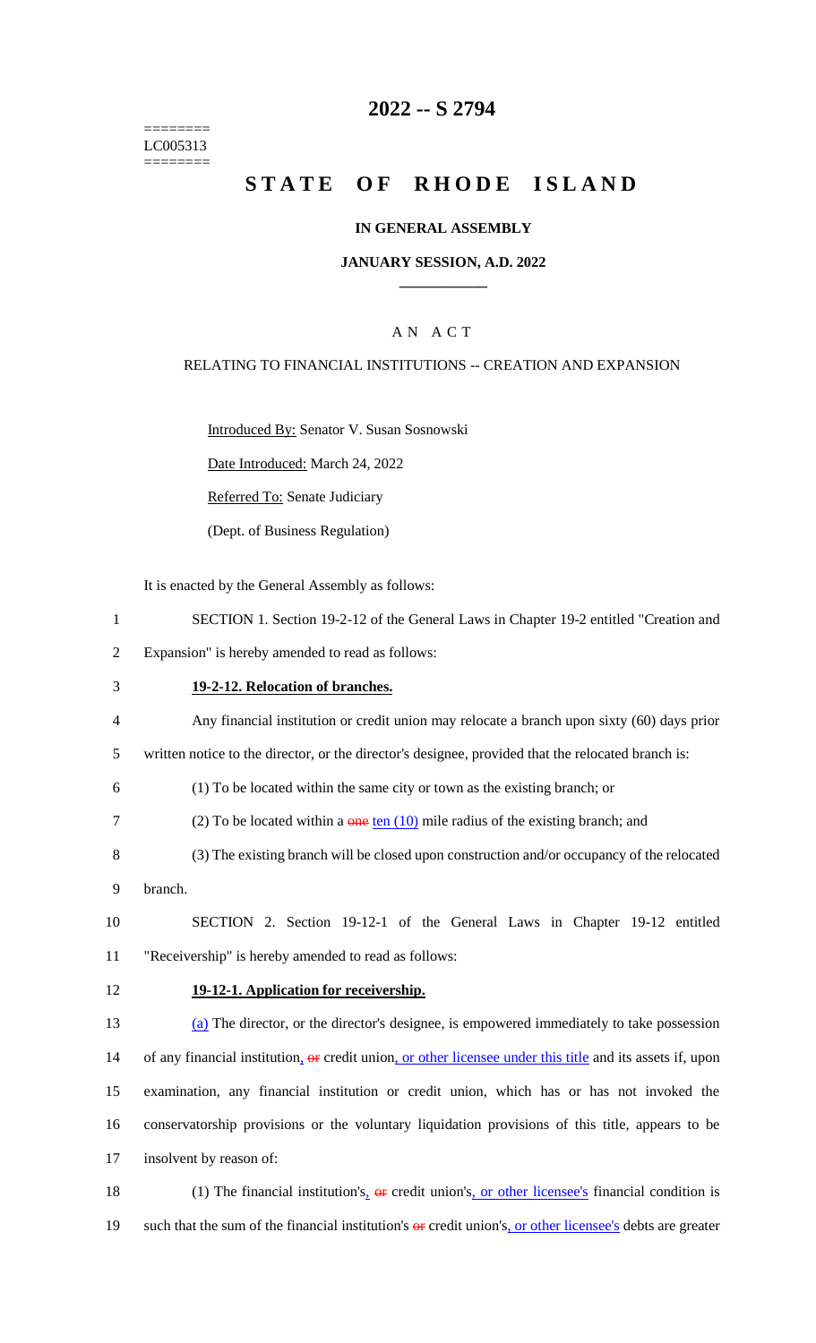========
LC005313
========

# 2022 -- S 2794

# STATE OF RHODE ISLAND

### IN GENERAL ASSEMBLY

### JANUARY SESSION, A.D. 2022

## A N A C T

RELATING TO FINANCIAL INSTITUTIONS -- CREATION AND EXPANSION

Introduced By: Senator V. Susan Sosnowski

Date Introduced: March 24, 2022

Referred To: Senate Judiciary

(Dept. of Business Regulation)

It is enacted by the General Assembly as follows:

1 SECTION 1. Section 19-2-12 of the General Laws in Chapter 19-2 entitled "Creation and
2 Expansion" is hereby amended to read as follows:

3 **19-2-12. Relocation of branches.**

4 Any financial institution or credit union may relocate a branch upon sixty (60) days prior
5 written notice to the director, or the director's designee, provided that the relocated branch is:

6 (1) To be located within the same city or town as the existing branch; or

7 (2) To be located within a ~~one~~ ten (10) mile radius of the existing branch; and

8 (3) The existing branch will be closed upon construction and/or occupancy of the relocated
9 branch.

10 SECTION 2. Section 19-12-1 of the General Laws in Chapter 19-12 entitled
11 "Receivership" is hereby amended to read as follows:

12 **19-12-1. Application for receivership.**

13 (a) The director, or the director's designee, is empowered immediately to take possession
14 of any financial institution, ~~or~~ credit union, or other licensee under this title and its assets if, upon
15 examination, any financial institution or credit union, which has or has not invoked the
16 conservatorship provisions or the voluntary liquidation provisions of this title, appears to be
17 insolvent by reason of:

18 (1) The financial institution's, ~~or~~ credit union's, or other licensee's financial condition is
19 such that the sum of the financial institution's ~~or~~ credit union's, or other licensee's debts are greater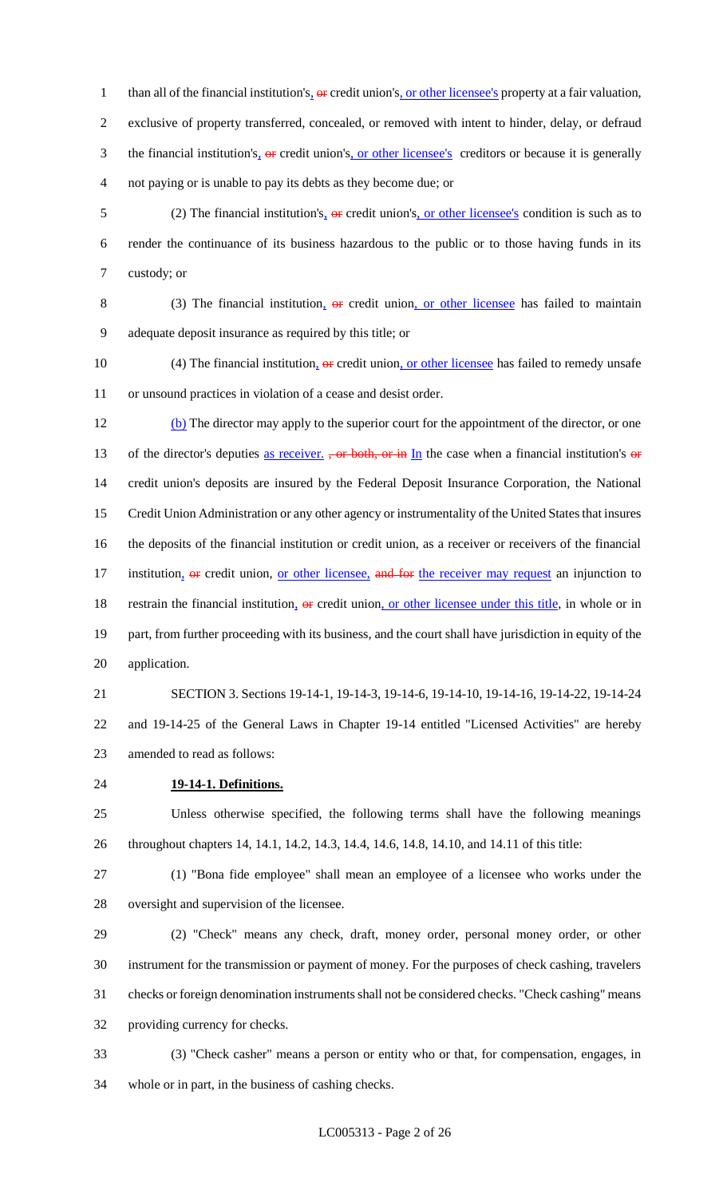than all of the financial institution's, or credit union's, or other licensee's property at a fair valuation, exclusive of property transferred, concealed, or removed with intent to hinder, delay, or defraud the financial institution's, or credit union's, or other licensee's creditors or because it is generally not paying or is unable to pay its debts as they become due; or

(2) The financial institution's, or credit union's, or other licensee's condition is such as to render the continuance of its business hazardous to the public or to those having funds in its custody; or

(3) The financial institution, or credit union, or other licensee has failed to maintain adequate deposit insurance as required by this title; or

(4) The financial institution, or credit union, or other licensee has failed to remedy unsafe or unsound practices in violation of a cease and desist order.

(b) The director may apply to the superior court for the appointment of the director, or one of the director's deputies as receiver. , or both, or in In the case when a financial institution's or credit union's deposits are insured by the Federal Deposit Insurance Corporation, the National Credit Union Administration or any other agency or instrumentality of the United States that insures the deposits of the financial institution or credit union, as a receiver or receivers of the financial institution, or credit union, or other licensee, and for the receiver may request an injunction to restrain the financial institution, or credit union, or other licensee under this title, in whole or in part, from further proceeding with its business, and the court shall have jurisdiction in equity of the application.

SECTION 3. Sections 19-14-1, 19-14-3, 19-14-6, 19-14-10, 19-14-16, 19-14-22, 19-14-24 and 19-14-25 of the General Laws in Chapter 19-14 entitled "Licensed Activities" are hereby amended to read as follows:

**19-14-1. Definitions.**

Unless otherwise specified, the following terms shall have the following meanings throughout chapters 14, 14.1, 14.2, 14.3, 14.4, 14.6, 14.8, 14.10, and 14.11 of this title:

(1) "Bona fide employee" shall mean an employee of a licensee who works under the oversight and supervision of the licensee.

(2) "Check" means any check, draft, money order, personal money order, or other instrument for the transmission or payment of money. For the purposes of check cashing, travelers checks or foreign denomination instruments shall not be considered checks. "Check cashing" means providing currency for checks.

(3) "Check casher" means a person or entity who or that, for compensation, engages, in whole or in part, in the business of cashing checks.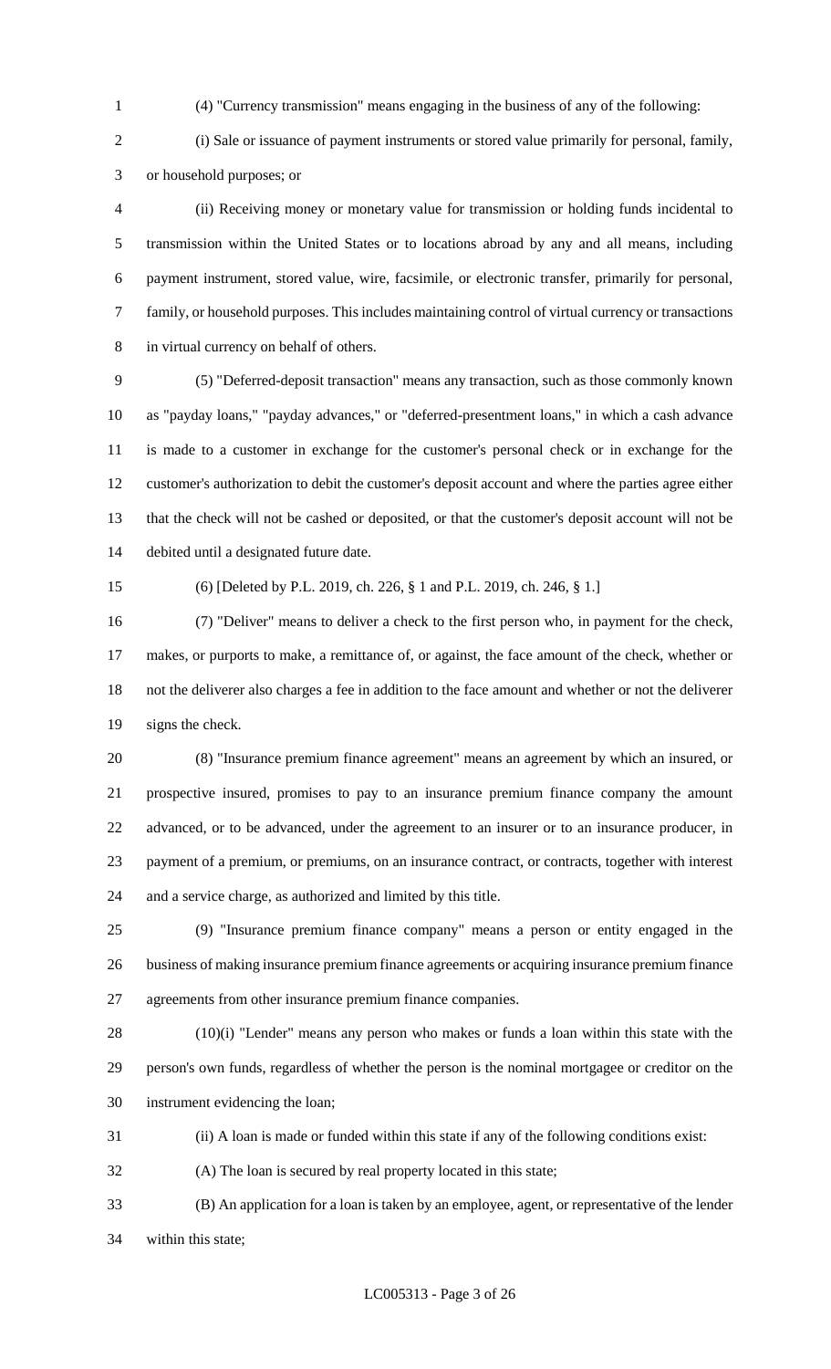(4) "Currency transmission" means engaging in the business of any of the following:

(i) Sale or issuance of payment instruments or stored value primarily for personal, family, or household purposes; or

(ii) Receiving money or monetary value for transmission or holding funds incidental to transmission within the United States or to locations abroad by any and all means, including payment instrument, stored value, wire, facsimile, or electronic transfer, primarily for personal, family, or household purposes. This includes maintaining control of virtual currency or transactions in virtual currency on behalf of others.

(5) "Deferred-deposit transaction" means any transaction, such as those commonly known as "payday loans," "payday advances," or "deferred-presentment loans," in which a cash advance is made to a customer in exchange for the customer's personal check or in exchange for the customer's authorization to debit the customer's deposit account and where the parties agree either that the check will not be cashed or deposited, or that the customer's deposit account will not be debited until a designated future date.

(6) [Deleted by P.L. 2019, ch. 226, § 1 and P.L. 2019, ch. 246, § 1.]

(7) "Deliver" means to deliver a check to the first person who, in payment for the check, makes, or purports to make, a remittance of, or against, the face amount of the check, whether or not the deliverer also charges a fee in addition to the face amount and whether or not the deliverer signs the check.

(8) "Insurance premium finance agreement" means an agreement by which an insured, or prospective insured, promises to pay to an insurance premium finance company the amount advanced, or to be advanced, under the agreement to an insurer or to an insurance producer, in payment of a premium, or premiums, on an insurance contract, or contracts, together with interest and a service charge, as authorized and limited by this title.

(9) "Insurance premium finance company" means a person or entity engaged in the business of making insurance premium finance agreements or acquiring insurance premium finance agreements from other insurance premium finance companies.

(10)(i) "Lender" means any person who makes or funds a loan within this state with the person's own funds, regardless of whether the person is the nominal mortgagee or creditor on the instrument evidencing the loan;

(ii) A loan is made or funded within this state if any of the following conditions exist:

(A) The loan is secured by real property located in this state;

(B) An application for a loan is taken by an employee, agent, or representative of the lender within this state;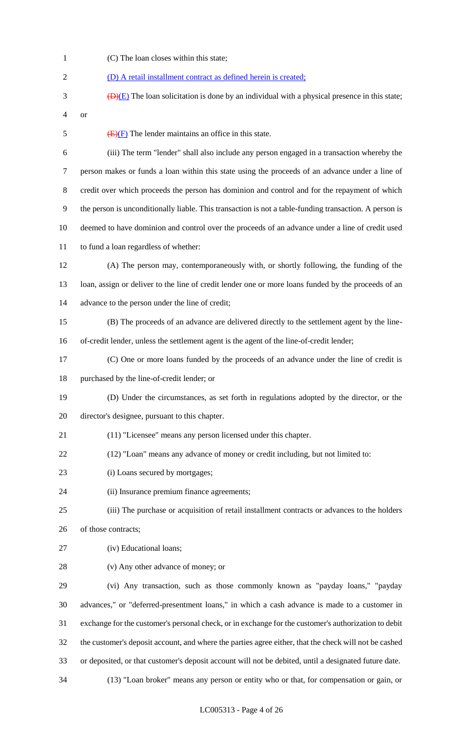(C) The loan closes within this state;

(D) A retail installment contract as defined herein is created;

~~(D)~~(E) The loan solicitation is done by an individual with a physical presence in this state; or

~~(E)~~(F) The lender maintains an office in this state.

(iii) The term "lender" shall also include any person engaged in a transaction whereby the person makes or funds a loan within this state using the proceeds of an advance under a line of credit over which proceeds the person has dominion and control and for the repayment of which the person is unconditionally liable. This transaction is not a table-funding transaction. A person is deemed to have dominion and control over the proceeds of an advance under a line of credit used to fund a loan regardless of whether:

(A) The person may, contemporaneously with, or shortly following, the funding of the loan, assign or deliver to the line of credit lender one or more loans funded by the proceeds of an advance to the person under the line of credit;

(B) The proceeds of an advance are delivered directly to the settlement agent by the line-of-credit lender, unless the settlement agent is the agent of the line-of-credit lender;

(C) One or more loans funded by the proceeds of an advance under the line of credit is purchased by the line-of-credit lender; or

(D) Under the circumstances, as set forth in regulations adopted by the director, or the director's designee, pursuant to this chapter.

(11) "Licensee" means any person licensed under this chapter.

(12) "Loan" means any advance of money or credit including, but not limited to:

(i) Loans secured by mortgages;

(ii) Insurance premium finance agreements;

(iii) The purchase or acquisition of retail installment contracts or advances to the holders of those contracts;

(iv) Educational loans;

(v) Any other advance of money; or

(vi) Any transaction, such as those commonly known as "payday loans," "payday advances," or "deferred-presentment loans," in which a cash advance is made to a customer in exchange for the customer's personal check, or in exchange for the customer's authorization to debit the customer's deposit account, and where the parties agree either, that the check will not be cashed or deposited, or that customer's deposit account will not be debited, until a designated future date.

(13) "Loan broker" means any person or entity who or that, for compensation or gain, or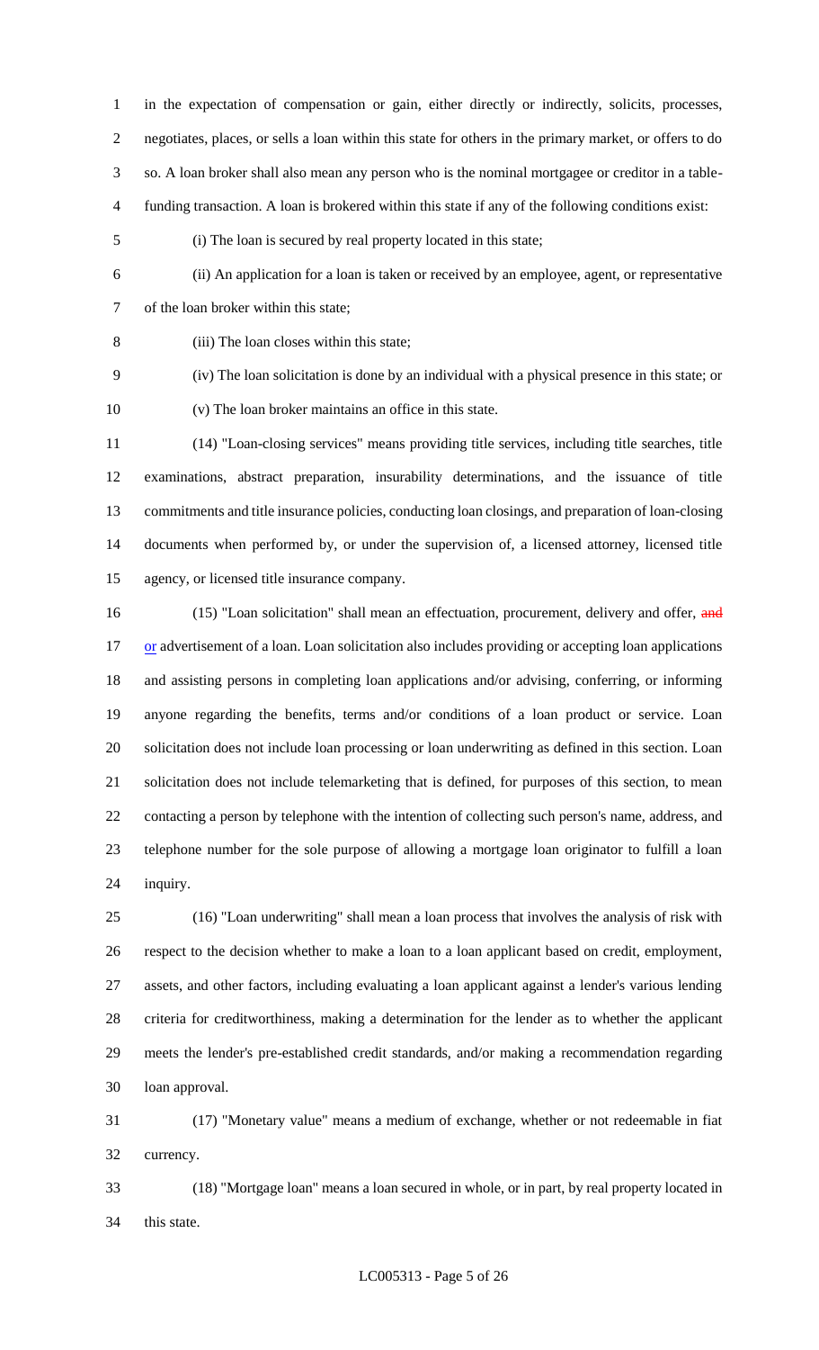in the expectation of compensation or gain, either directly or indirectly, solicits, processes, negotiates, places, or sells a loan within this state for others in the primary market, or offers to do so. A loan broker shall also mean any person who is the nominal mortgagee or creditor in a table-funding transaction. A loan is brokered within this state if any of the following conditions exist:

(i) The loan is secured by real property located in this state;

(ii) An application for a loan is taken or received by an employee, agent, or representative of the loan broker within this state;

(iii) The loan closes within this state;

(iv) The loan solicitation is done by an individual with a physical presence in this state; or

(v) The loan broker maintains an office in this state.

(14) "Loan-closing services" means providing title services, including title searches, title examinations, abstract preparation, insurability determinations, and the issuance of title commitments and title insurance policies, conducting loan closings, and preparation of loan-closing documents when performed by, or under the supervision of, a licensed attorney, licensed title agency, or licensed title insurance company.

(15) "Loan solicitation" shall mean an effectuation, procurement, delivery and offer, ~~and~~ or advertisement of a loan. Loan solicitation also includes providing or accepting loan applications and assisting persons in completing loan applications and/or advising, conferring, or informing anyone regarding the benefits, terms and/or conditions of a loan product or service. Loan solicitation does not include loan processing or loan underwriting as defined in this section. Loan solicitation does not include telemarketing that is defined, for purposes of this section, to mean contacting a person by telephone with the intention of collecting such person's name, address, and telephone number for the sole purpose of allowing a mortgage loan originator to fulfill a loan inquiry.

(16) "Loan underwriting" shall mean a loan process that involves the analysis of risk with respect to the decision whether to make a loan to a loan applicant based on credit, employment, assets, and other factors, including evaluating a loan applicant against a lender's various lending criteria for creditworthiness, making a determination for the lender as to whether the applicant meets the lender's pre-established credit standards, and/or making a recommendation regarding loan approval.

(17) "Monetary value" means a medium of exchange, whether or not redeemable in fiat currency.

(18) "Mortgage loan" means a loan secured in whole, or in part, by real property located in this state.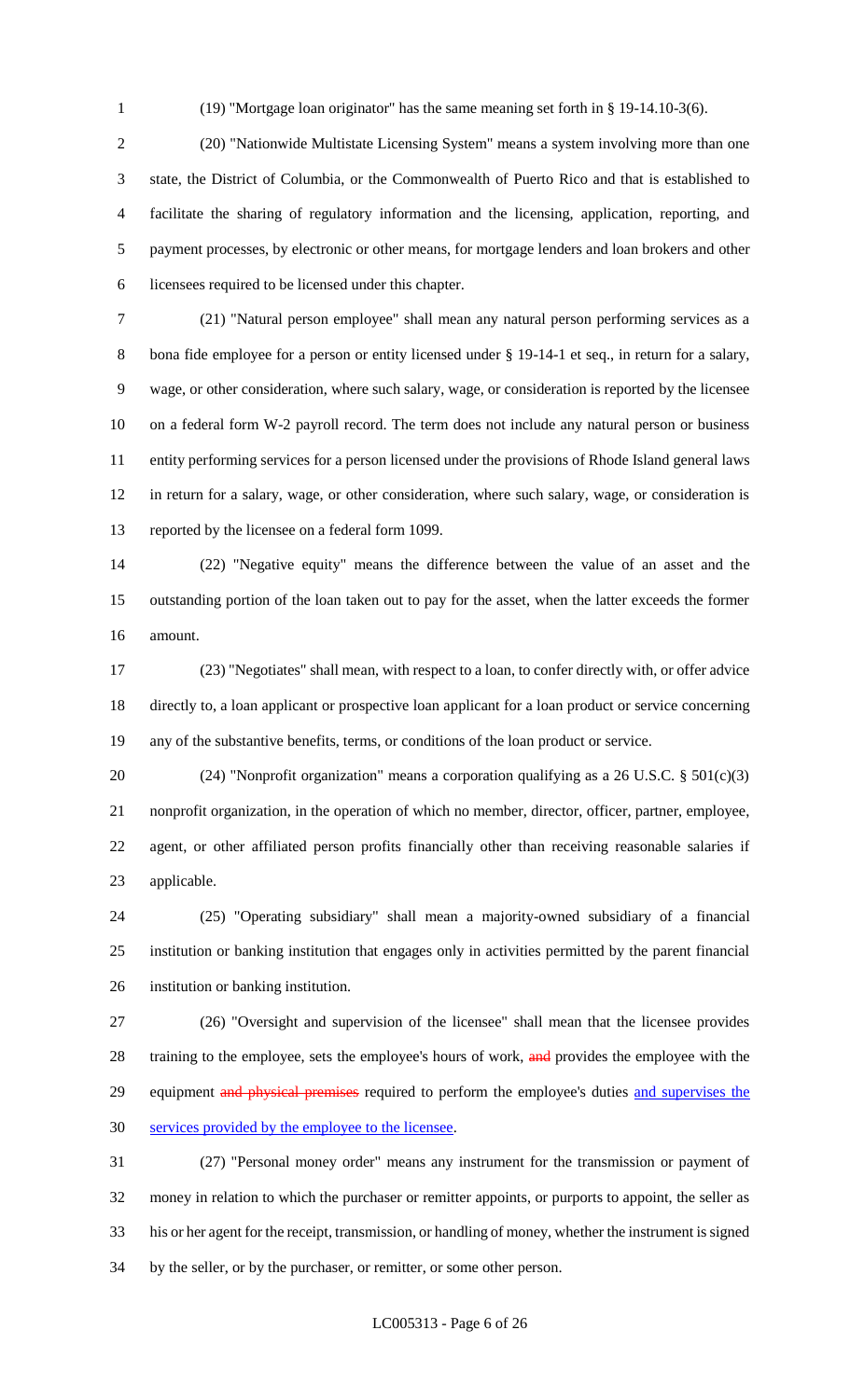(19) "Mortgage loan originator" has the same meaning set forth in § 19-14.10-3(6).

(20) "Nationwide Multistate Licensing System" means a system involving more than one state, the District of Columbia, or the Commonwealth of Puerto Rico and that is established to facilitate the sharing of regulatory information and the licensing, application, reporting, and payment processes, by electronic or other means, for mortgage lenders and loan brokers and other licensees required to be licensed under this chapter.

(21) "Natural person employee" shall mean any natural person performing services as a bona fide employee for a person or entity licensed under § 19-14-1 et seq., in return for a salary, wage, or other consideration, where such salary, wage, or consideration is reported by the licensee on a federal form W-2 payroll record. The term does not include any natural person or business entity performing services for a person licensed under the provisions of Rhode Island general laws in return for a salary, wage, or other consideration, where such salary, wage, or consideration is reported by the licensee on a federal form 1099.

(22) "Negative equity" means the difference between the value of an asset and the outstanding portion of the loan taken out to pay for the asset, when the latter exceeds the former amount.

(23) "Negotiates" shall mean, with respect to a loan, to confer directly with, or offer advice directly to, a loan applicant or prospective loan applicant for a loan product or service concerning any of the substantive benefits, terms, or conditions of the loan product or service.

(24) "Nonprofit organization" means a corporation qualifying as a 26 U.S.C. § 501(c)(3) nonprofit organization, in the operation of which no member, director, officer, partner, employee, agent, or other affiliated person profits financially other than receiving reasonable salaries if applicable.

(25) "Operating subsidiary" shall mean a majority-owned subsidiary of a financial institution or banking institution that engages only in activities permitted by the parent financial institution or banking institution.

(26) "Oversight and supervision of the licensee" shall mean that the licensee provides training to the employee, sets the employee's hours of work, ~~and~~ provides the employee with the equipment ~~and physical premises~~ required to perform the employee's duties <u>and supervises the services provided by the employee to the licensee</u>.

(27) "Personal money order" means any instrument for the transmission or payment of money in relation to which the purchaser or remitter appoints, or purports to appoint, the seller as his or her agent for the receipt, transmission, or handling of money, whether the instrument is signed by the seller, or by the purchaser, or remitter, or some other person.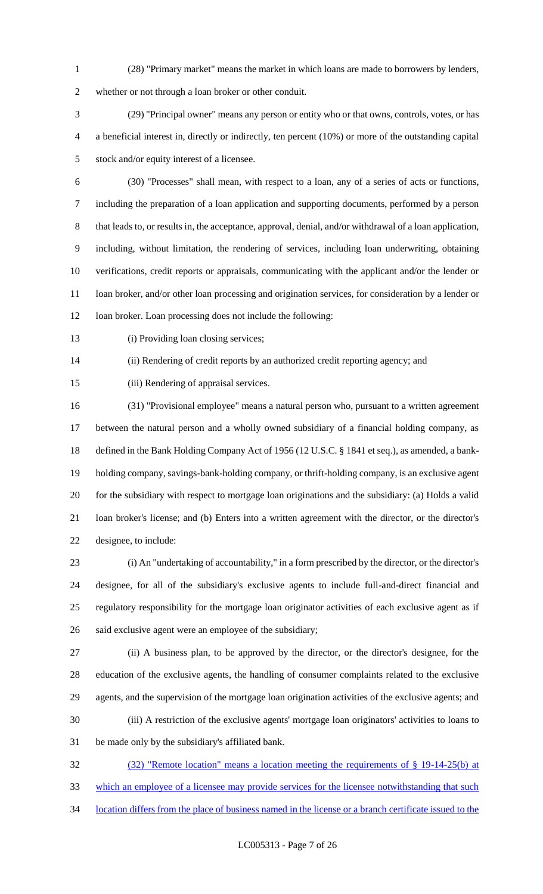(28) "Primary market" means the market in which loans are made to borrowers by lenders, whether or not through a loan broker or other conduit.

(29) "Principal owner" means any person or entity who or that owns, controls, votes, or has a beneficial interest in, directly or indirectly, ten percent (10%) or more of the outstanding capital stock and/or equity interest of a licensee.

(30) "Processes" shall mean, with respect to a loan, any of a series of acts or functions, including the preparation of a loan application and supporting documents, performed by a person that leads to, or results in, the acceptance, approval, denial, and/or withdrawal of a loan application, including, without limitation, the rendering of services, including loan underwriting, obtaining verifications, credit reports or appraisals, communicating with the applicant and/or the lender or loan broker, and/or other loan processing and origination services, for consideration by a lender or loan broker. Loan processing does not include the following:

(i) Providing loan closing services;

(ii) Rendering of credit reports by an authorized credit reporting agency; and

(iii) Rendering of appraisal services.

(31) "Provisional employee" means a natural person who, pursuant to a written agreement between the natural person and a wholly owned subsidiary of a financial holding company, as defined in the Bank Holding Company Act of 1956 (12 U.S.C. § 1841 et seq.), as amended, a bank-holding company, savings-bank-holding company, or thrift-holding company, is an exclusive agent for the subsidiary with respect to mortgage loan originations and the subsidiary: (a) Holds a valid loan broker's license; and (b) Enters into a written agreement with the director, or the director's designee, to include:

(i) An "undertaking of accountability," in a form prescribed by the director, or the director's designee, for all of the subsidiary's exclusive agents to include full-and-direct financial and regulatory responsibility for the mortgage loan originator activities of each exclusive agent as if said exclusive agent were an employee of the subsidiary;

(ii) A business plan, to be approved by the director, or the director's designee, for the education of the exclusive agents, the handling of consumer complaints related to the exclusive agents, and the supervision of the mortgage loan origination activities of the exclusive agents; and

(iii) A restriction of the exclusive agents' mortgage loan originators' activities to loans to be made only by the subsidiary's affiliated bank.

<u>(32) "Remote location" means a location meeting the requirements of § 19-14-25(b) at which an employee of a licensee may provide services for the licensee notwithstanding that such location differs from the place of business named in the license or a branch certificate issued to the</u>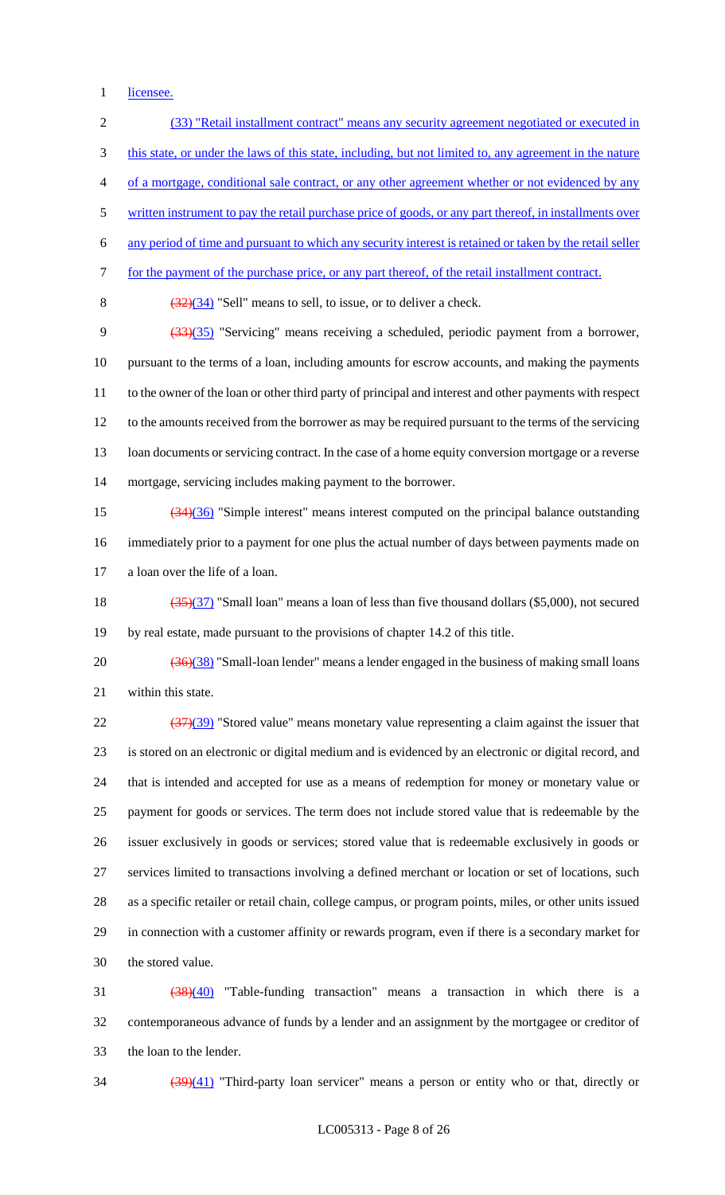licensee.

(33) "Retail installment contract" means any security agreement negotiated or executed in this state, or under the laws of this state, including, but not limited to, any agreement in the nature of a mortgage, conditional sale contract, or any other agreement whether or not evidenced by any written instrument to pay the retail purchase price of goods, or any part thereof, in installments over any period of time and pursuant to which any security interest is retained or taken by the retail seller for the payment of the purchase price, or any part thereof, of the retail installment contract.

~~(32)~~(34) "Sell" means to sell, to issue, or to deliver a check.

~~(33)~~(35) "Servicing" means receiving a scheduled, periodic payment from a borrower, pursuant to the terms of a loan, including amounts for escrow accounts, and making the payments to the owner of the loan or other third party of principal and interest and other payments with respect to the amounts received from the borrower as may be required pursuant to the terms of the servicing loan documents or servicing contract. In the case of a home equity conversion mortgage or a reverse mortgage, servicing includes making payment to the borrower.

~~(34)~~(36) "Simple interest" means interest computed on the principal balance outstanding immediately prior to a payment for one plus the actual number of days between payments made on a loan over the life of a loan.

~~(35)~~(37) "Small loan" means a loan of less than five thousand dollars ($5,000), not secured by real estate, made pursuant to the provisions of chapter 14.2 of this title.

~~(36)~~(38) "Small-loan lender" means a lender engaged in the business of making small loans within this state.

~~(37)~~(39) "Stored value" means monetary value representing a claim against the issuer that is stored on an electronic or digital medium and is evidenced by an electronic or digital record, and that is intended and accepted for use as a means of redemption for money or monetary value or payment for goods or services. The term does not include stored value that is redeemable by the issuer exclusively in goods or services; stored value that is redeemable exclusively in goods or services limited to transactions involving a defined merchant or location or set of locations, such as a specific retailer or retail chain, college campus, or program points, miles, or other units issued in connection with a customer affinity or rewards program, even if there is a secondary market for the stored value.

~~(38)~~(40) "Table-funding transaction" means a transaction in which there is a contemporaneous advance of funds by a lender and an assignment by the mortgagee or creditor of the loan to the lender.

~~(39)~~(41) "Third-party loan servicer" means a person or entity who or that, directly or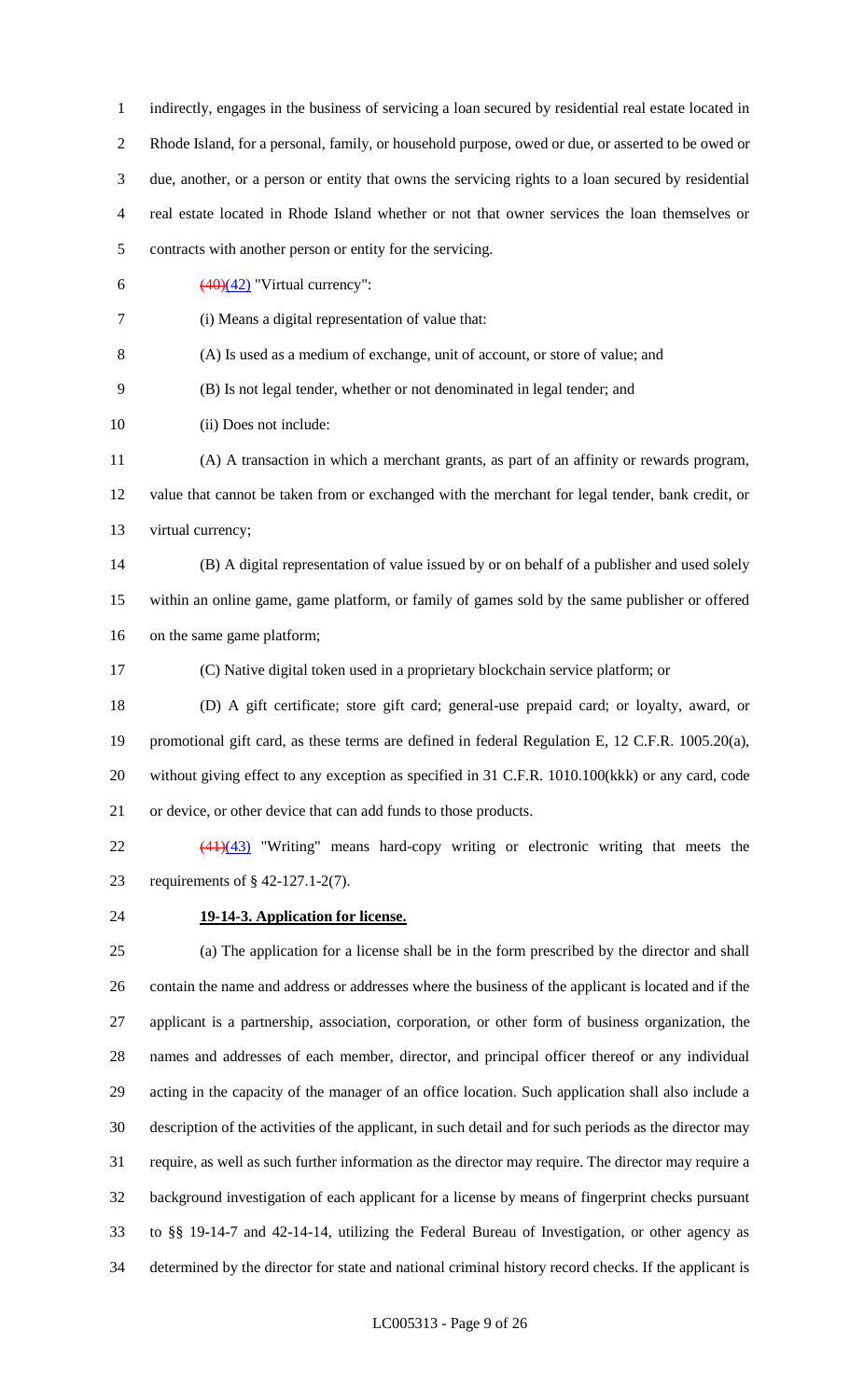indirectly, engages in the business of servicing a loan secured by residential real estate located in Rhode Island, for a personal, family, or household purpose, owed or due, or asserted to be owed or due, another, or a person or entity that owns the servicing rights to a loan secured by residential real estate located in Rhode Island whether or not that owner services the loan themselves or contracts with another person or entity for the servicing.

~~(40)~~(42) "Virtual currency":

(i) Means a digital representation of value that:

(A) Is used as a medium of exchange, unit of account, or store of value; and

(B) Is not legal tender, whether or not denominated in legal tender; and

(ii) Does not include:

(A) A transaction in which a merchant grants, as part of an affinity or rewards program, value that cannot be taken from or exchanged with the merchant for legal tender, bank credit, or virtual currency;

(B) A digital representation of value issued by or on behalf of a publisher and used solely within an online game, game platform, or family of games sold by the same publisher or offered on the same game platform;

(C) Native digital token used in a proprietary blockchain service platform; or

(D) A gift certificate; store gift card; general-use prepaid card; or loyalty, award, or promotional gift card, as these terms are defined in federal Regulation E, 12 C.F.R. 1005.20(a), without giving effect to any exception as specified in 31 C.F.R. 1010.100(kkk) or any card, code or device, or other device that can add funds to those products.

~~(41)~~(43) "Writing" means hard-copy writing or electronic writing that meets the requirements of § 42-127.1-2(7).

**19-14-3. Application for license.**

(a) The application for a license shall be in the form prescribed by the director and shall contain the name and address or addresses where the business of the applicant is located and if the applicant is a partnership, association, corporation, or other form of business organization, the names and addresses of each member, director, and principal officer thereof or any individual acting in the capacity of the manager of an office location. Such application shall also include a description of the activities of the applicant, in such detail and for such periods as the director may require, as well as such further information as the director may require. The director may require a background investigation of each applicant for a license by means of fingerprint checks pursuant to §§ 19-14-7 and 42-14-14, utilizing the Federal Bureau of Investigation, or other agency as determined by the director for state and national criminal history record checks. If the applicant is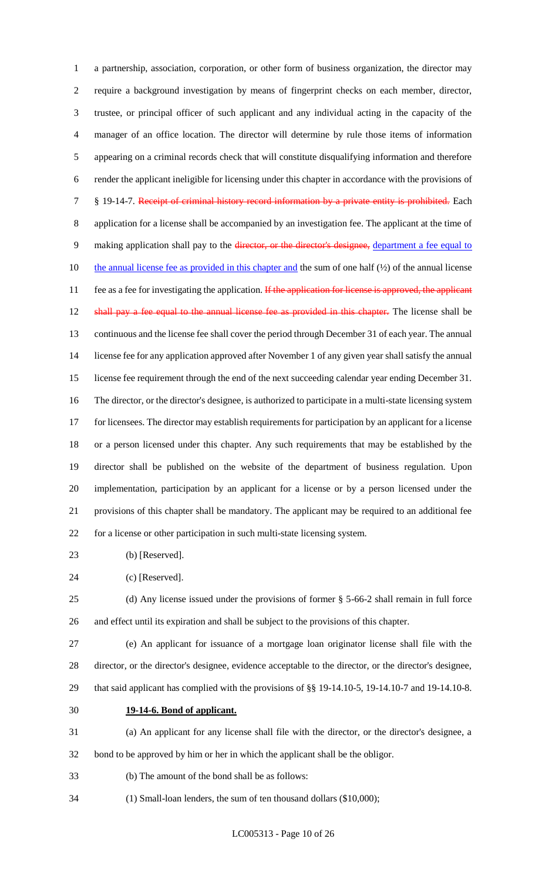a partnership, association, corporation, or other form of business organization, the director may require a background investigation by means of fingerprint checks on each member, director, trustee, or principal officer of such applicant and any individual acting in the capacity of the manager of an office location. The director will determine by rule those items of information appearing on a criminal records check that will constitute disqualifying information and therefore render the applicant ineligible for licensing under this chapter in accordance with the provisions of § 19-14-7. ~~Receipt of criminal history record information by a private entity is prohibited.~~ Each application for a license shall be accompanied by an investigation fee. The applicant at the time of making application shall pay to the ~~director, or the director's designee,~~ department a fee equal to the annual license fee as provided in this chapter and the sum of one half (½) of the annual license fee as a fee for investigating the application. ~~If the application for license is approved, the applicant shall pay a fee equal to the annual license fee as provided in this chapter.~~ The license shall be continuous and the license fee shall cover the period through December 31 of each year. The annual license fee for any application approved after November 1 of any given year shall satisfy the annual license fee requirement through the end of the next succeeding calendar year ending December 31. The director, or the director's designee, is authorized to participate in a multi-state licensing system for licensees. The director may establish requirements for participation by an applicant for a license or a person licensed under this chapter. Any such requirements that may be established by the director shall be published on the website of the department of business regulation. Upon implementation, participation by an applicant for a license or by a person licensed under the provisions of this chapter shall be mandatory. The applicant may be required to an additional fee for a license or other participation in such multi-state licensing system.

(b) [Reserved].

(c) [Reserved].

(d) Any license issued under the provisions of former § 5-66-2 shall remain in full force and effect until its expiration and shall be subject to the provisions of this chapter.

(e) An applicant for issuance of a mortgage loan originator license shall file with the director, or the director's designee, evidence acceptable to the director, or the director's designee, that said applicant has complied with the provisions of §§ 19-14.10-5, 19-14.10-7 and 19-14.10-8.

**19-14-6. Bond of applicant.**

(a) An applicant for any license shall file with the director, or the director's designee, a bond to be approved by him or her in which the applicant shall be the obligor.

(b) The amount of the bond shall be as follows:

(1) Small-loan lenders, the sum of ten thousand dollars ($10,000);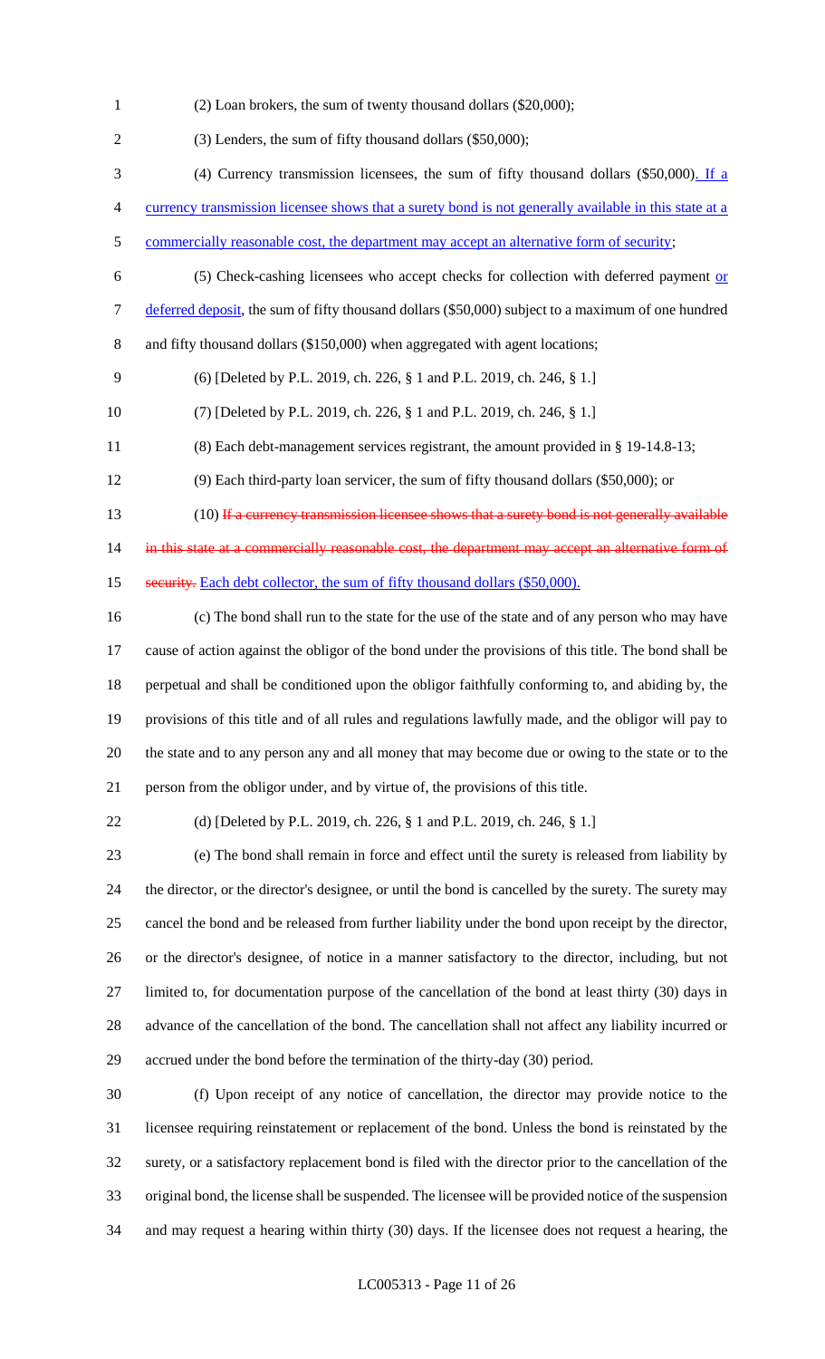(2) Loan brokers, the sum of twenty thousand dollars ($20,000);

(3) Lenders, the sum of fifty thousand dollars ($50,000);

(4) Currency transmission licensees, the sum of fifty thousand dollars ($50,000). If a currency transmission licensee shows that a surety bond is not generally available in this state at a commercially reasonable cost, the department may accept an alternative form of security;

(5) Check-cashing licensees who accept checks for collection with deferred payment or deferred deposit, the sum of fifty thousand dollars ($50,000) subject to a maximum of one hundred and fifty thousand dollars ($150,000) when aggregated with agent locations;

(6) [Deleted by P.L. 2019, ch. 226, § 1 and P.L. 2019, ch. 246, § 1.]

(7) [Deleted by P.L. 2019, ch. 226, § 1 and P.L. 2019, ch. 246, § 1.]

(8) Each debt-management services registrant, the amount provided in § 19-14.8-13;

(9) Each third-party loan servicer, the sum of fifty thousand dollars ($50,000); or

(10) ~~If a currency transmission licensee shows that a surety bond is not generally available in this state at a commercially reasonable cost, the department may accept an alternative form of security.~~ Each debt collector, the sum of fifty thousand dollars ($50,000).

(c) The bond shall run to the state for the use of the state and of any person who may have cause of action against the obligor of the bond under the provisions of this title. The bond shall be perpetual and shall be conditioned upon the obligor faithfully conforming to, and abiding by, the provisions of this title and of all rules and regulations lawfully made, and the obligor will pay to the state and to any person any and all money that may become due or owing to the state or to the person from the obligor under, and by virtue of, the provisions of this title.

(d) [Deleted by P.L. 2019, ch. 226, § 1 and P.L. 2019, ch. 246, § 1.]

(e) The bond shall remain in force and effect until the surety is released from liability by the director, or the director's designee, or until the bond is cancelled by the surety. The surety may cancel the bond and be released from further liability under the bond upon receipt by the director, or the director's designee, of notice in a manner satisfactory to the director, including, but not limited to, for documentation purpose of the cancellation of the bond at least thirty (30) days in advance of the cancellation of the bond. The cancellation shall not affect any liability incurred or accrued under the bond before the termination of the thirty-day (30) period.

(f) Upon receipt of any notice of cancellation, the director may provide notice to the licensee requiring reinstatement or replacement of the bond. Unless the bond is reinstated by the surety, or a satisfactory replacement bond is filed with the director prior to the cancellation of the original bond, the license shall be suspended. The licensee will be provided notice of the suspension and may request a hearing within thirty (30) days. If the licensee does not request a hearing, the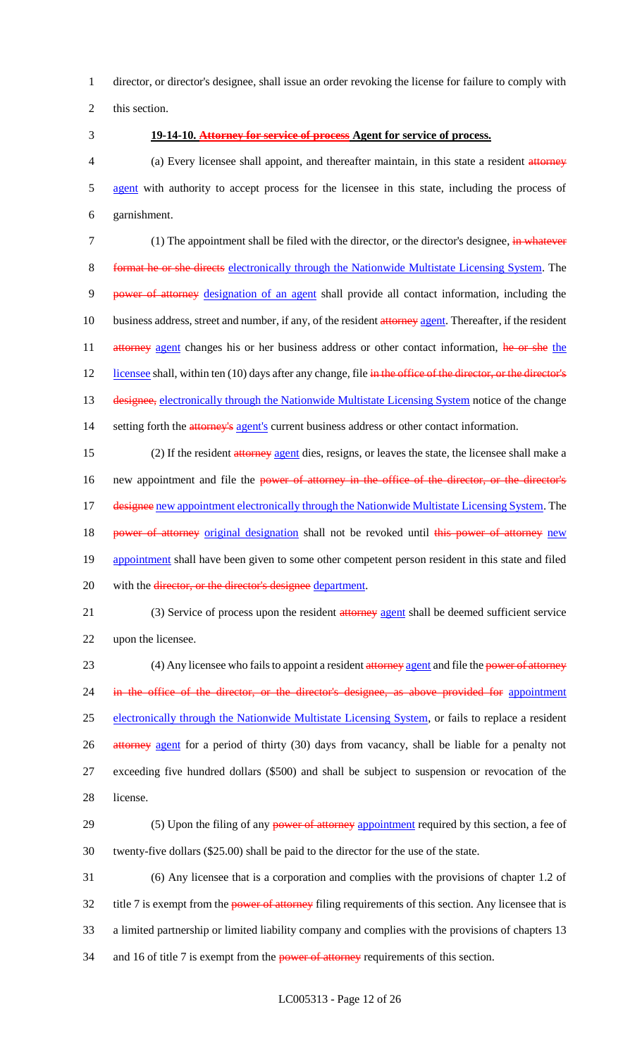director, or director's designee, shall issue an order revoking the license for failure to comply with this section.

**19-14-10. ~~Attorney for service of process~~ Agent for service of process.**

(a) Every licensee shall appoint, and thereafter maintain, in this state a resident ~~attorney~~ agent with authority to accept process for the licensee in this state, including the process of garnishment.

(1) The appointment shall be filed with the director, or the director's designee, ~~in whatever format he or she directs~~ electronically through the Nationwide Multistate Licensing System. The ~~power of attorney~~ designation of an agent shall provide all contact information, including the business address, street and number, if any, of the resident ~~attorney~~ agent. Thereafter, if the resident ~~attorney~~ agent changes his or her business address or other contact information, ~~he or she~~ the licensee shall, within ten (10) days after any change, file ~~in the office of the director, or the director's designee,~~ electronically through the Nationwide Multistate Licensing System notice of the change setting forth the ~~attorney's~~ agent's current business address or other contact information.

(2) If the resident ~~attorney~~ agent dies, resigns, or leaves the state, the licensee shall make a new appointment and file the ~~power of attorney in the office of the director, or the director's designee~~ new appointment electronically through the Nationwide Multistate Licensing System. The ~~power of attorney~~ original designation shall not be revoked until ~~this power of attorney~~ new appointment shall have been given to some other competent person resident in this state and filed with the ~~director, or the director's designee~~ department.

(3) Service of process upon the resident ~~attorney~~ agent shall be deemed sufficient service upon the licensee.

(4) Any licensee who fails to appoint a resident ~~attorney~~ agent and file the ~~power of attorney in the office of the director, or the director's designee, as above provided for~~ appointment electronically through the Nationwide Multistate Licensing System, or fails to replace a resident ~~attorney~~ agent for a period of thirty (30) days from vacancy, shall be liable for a penalty not exceeding five hundred dollars ($500) and shall be subject to suspension or revocation of the license.

(5) Upon the filing of any ~~power of attorney~~ appointment required by this section, a fee of twenty-five dollars ($25.00) shall be paid to the director for the use of the state.

(6) Any licensee that is a corporation and complies with the provisions of chapter 1.2 of title 7 is exempt from the ~~power of attorney~~ filing requirements of this section. Any licensee that is a limited partnership or limited liability company and complies with the provisions of chapters 13 and 16 of title 7 is exempt from the ~~power of attorney~~ requirements of this section.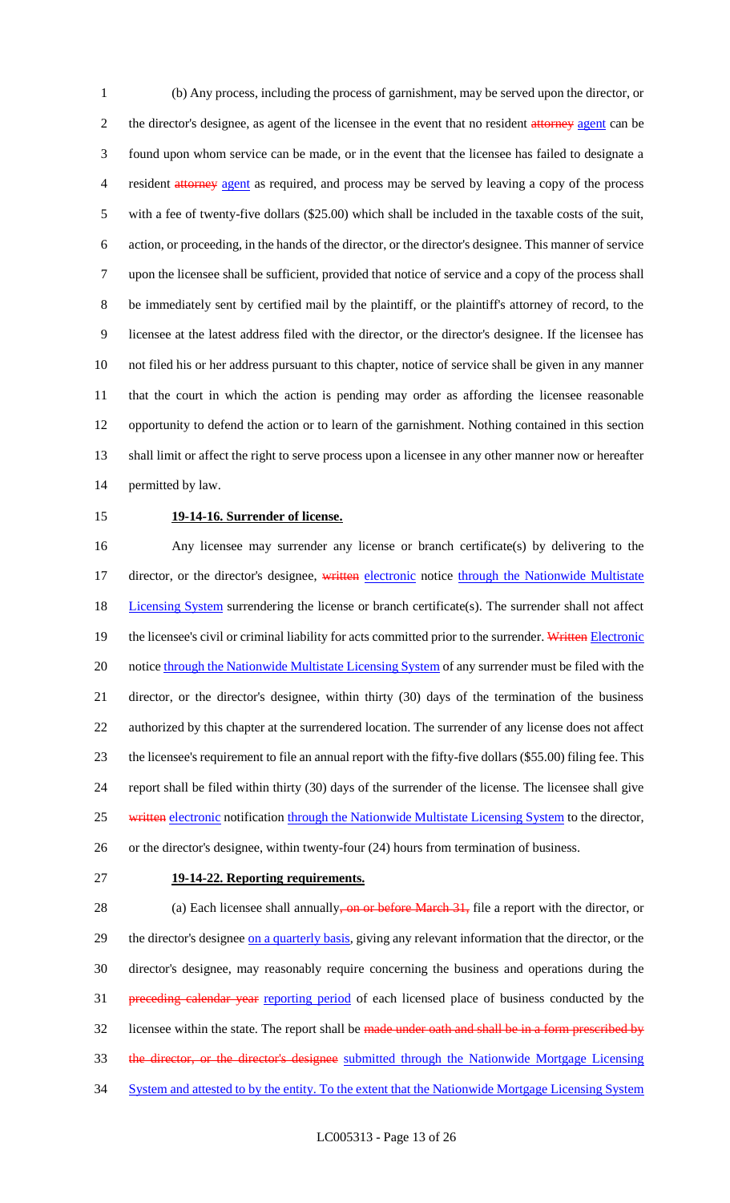(b) Any process, including the process of garnishment, may be served upon the director, or the director's designee, as agent of the licensee in the event that no resident ~~attorney~~ agent can be found upon whom service can be made, or in the event that the licensee has failed to designate a resident ~~attorney~~ agent as required, and process may be served by leaving a copy of the process with a fee of twenty-five dollars ($25.00) which shall be included in the taxable costs of the suit, action, or proceeding, in the hands of the director, or the director's designee. This manner of service upon the licensee shall be sufficient, provided that notice of service and a copy of the process shall be immediately sent by certified mail by the plaintiff, or the plaintiff's attorney of record, to the licensee at the latest address filed with the director, or the director's designee. If the licensee has not filed his or her address pursuant to this chapter, notice of service shall be given in any manner that the court in which the action is pending may order as affording the licensee reasonable opportunity to defend the action or to learn of the garnishment. Nothing contained in this section shall limit or affect the right to serve process upon a licensee in any other manner now or hereafter permitted by law.

**19-14-16. Surrender of license.**

Any licensee may surrender any license or branch certificate(s) by delivering to the director, or the director's designee, ~~written~~ electronic notice through the Nationwide Multistate Licensing System surrendering the license or branch certificate(s). The surrender shall not affect the licensee's civil or criminal liability for acts committed prior to the surrender. ~~Written~~ Electronic notice through the Nationwide Multistate Licensing System of any surrender must be filed with the director, or the director's designee, within thirty (30) days of the termination of the business authorized by this chapter at the surrendered location. The surrender of any license does not affect the licensee's requirement to file an annual report with the fifty-five dollars ($55.00) filing fee. This report shall be filed within thirty (30) days of the surrender of the license. The licensee shall give ~~written~~ electronic notification through the Nationwide Multistate Licensing System to the director, or the director's designee, within twenty-four (24) hours from termination of business.

**19-14-22. Reporting requirements.**

(a) Each licensee shall annually~~, on or before March 31,~~ file a report with the director, or the director's designee on a quarterly basis, giving any relevant information that the director, or the director's designee, may reasonably require concerning the business and operations during the ~~preceding calendar year~~ reporting period of each licensed place of business conducted by the licensee within the state. The report shall be ~~made under oath and shall be in a form prescribed by the director, or the director's designee~~ submitted through the Nationwide Mortgage Licensing System and attested to by the entity. To the extent that the Nationwide Mortgage Licensing System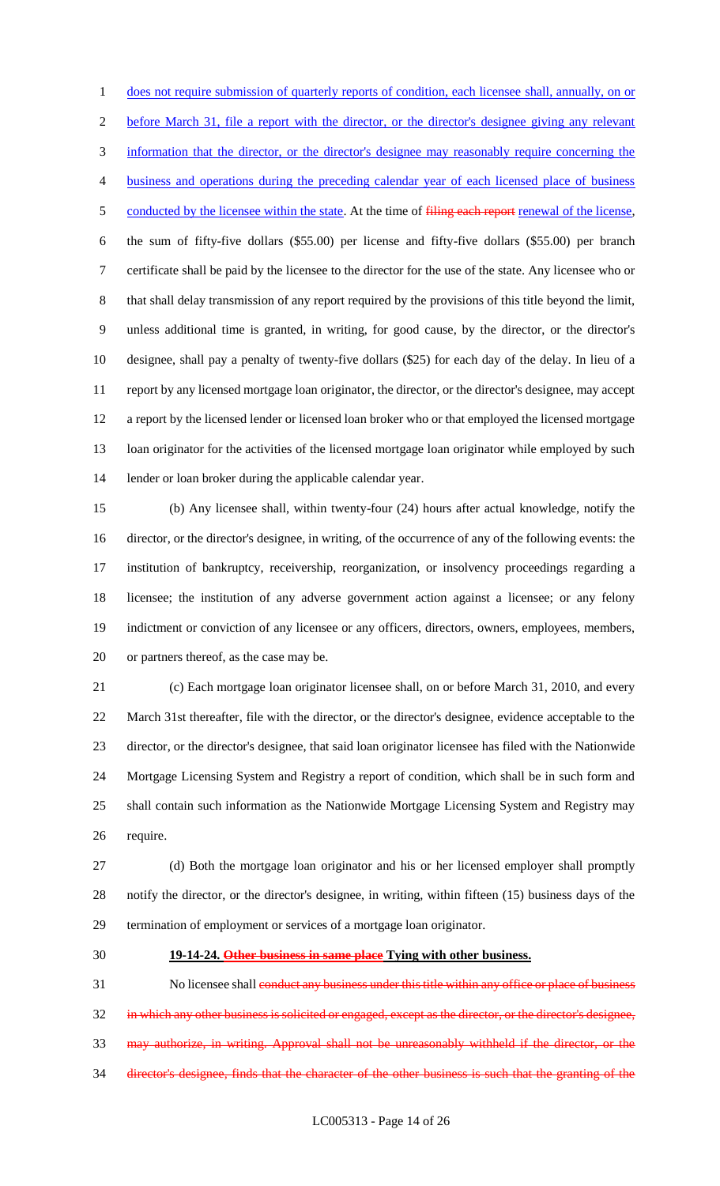does not require submission of quarterly reports of condition, each licensee shall, annually, on or before March 31, file a report with the director, or the director's designee giving any relevant information that the director, or the director's designee may reasonably require concerning the business and operations during the preceding calendar year of each licensed place of business conducted by the licensee within the state. At the time of ~~filing each report~~ renewal of the license, the sum of fifty-five dollars ($55.00) per license and fifty-five dollars ($55.00) per branch certificate shall be paid by the licensee to the director for the use of the state. Any licensee who or that shall delay transmission of any report required by the provisions of this title beyond the limit, unless additional time is granted, in writing, for good cause, by the director, or the director's designee, shall pay a penalty of twenty-five dollars ($25) for each day of the delay. In lieu of a report by any licensed mortgage loan originator, the director, or the director's designee, may accept a report by the licensed lender or licensed loan broker who or that employed the licensed mortgage loan originator for the activities of the licensed mortgage loan originator while employed by such lender or loan broker during the applicable calendar year.

(b) Any licensee shall, within twenty-four (24) hours after actual knowledge, notify the director, or the director's designee, in writing, of the occurrence of any of the following events: the institution of bankruptcy, receivership, reorganization, or insolvency proceedings regarding a licensee; the institution of any adverse government action against a licensee; or any felony indictment or conviction of any licensee or any officers, directors, owners, employees, members, or partners thereof, as the case may be.

(c) Each mortgage loan originator licensee shall, on or before March 31, 2010, and every March 31st thereafter, file with the director, or the director's designee, evidence acceptable to the director, or the director's designee, that said loan originator licensee has filed with the Nationwide Mortgage Licensing System and Registry a report of condition, which shall be in such form and shall contain such information as the Nationwide Mortgage Licensing System and Registry may require.

(d) Both the mortgage loan originator and his or her licensed employer shall promptly notify the director, or the director's designee, in writing, within fifteen (15) business days of the termination of employment or services of a mortgage loan originator.

**19-14-24. ~~Other business in same place~~ Tying with other business.**

No licensee shall ~~conduct any business under this title within any office or place of business in which any other business is solicited or engaged, except as the director, or the director's designee, may authorize, in writing. Approval shall not be unreasonably withheld if the director, or the director's designee, finds that the character of the other business is such that the granting of the~~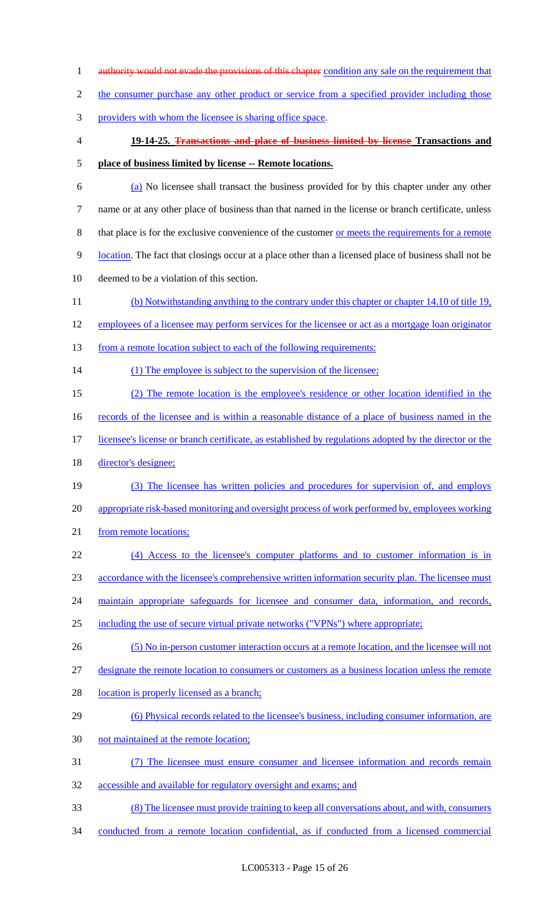authority would not evade the provisions of this chapter condition any sale on the requirement that the consumer purchase any other product or service from a specified provider including those providers with whom the licensee is sharing office space.

**19-14-25. Transactions and place of business limited by license Transactions and place of business limited by license -- Remote locations.**

(a) No licensee shall transact the business provided for by this chapter under any other name or at any other place of business than that named in the license or branch certificate, unless that place is for the exclusive convenience of the customer or meets the requirements for a remote location. The fact that closings occur at a place other than a licensed place of business shall not be deemed to be a violation of this section.

(b) Notwithstanding anything to the contrary under this chapter or chapter 14.10 of title 19, employees of a licensee may perform services for the licensee or act as a mortgage loan originator from a remote location subject to each of the following requirements:

(1) The employee is subject to the supervision of the licensee;

(2) The remote location is the employee's residence or other location identified in the records of the licensee and is within a reasonable distance of a place of business named in the licensee's license or branch certificate, as established by regulations adopted by the director or the director's designee;

(3) The licensee has written policies and procedures for supervision of, and employs appropriate risk-based monitoring and oversight process of work performed by, employees working from remote locations;

(4) Access to the licensee's computer platforms and to customer information is in accordance with the licensee's comprehensive written information security plan. The licensee must maintain appropriate safeguards for licensee and consumer data, information, and records, including the use of secure virtual private networks ("VPNs") where appropriate;

(5) No in-person customer interaction occurs at a remote location, and the licensee will not designate the remote location to consumers or customers as a business location unless the remote location is properly licensed as a branch;

(6) Physical records related to the licensee's business, including consumer information, are not maintained at the remote location;

(7) The licensee must ensure consumer and licensee information and records remain accessible and available for regulatory oversight and exams; and

(8) The licensee must provide training to keep all conversations about, and with, consumers conducted from a remote location confidential, as if conducted from a licensed commercial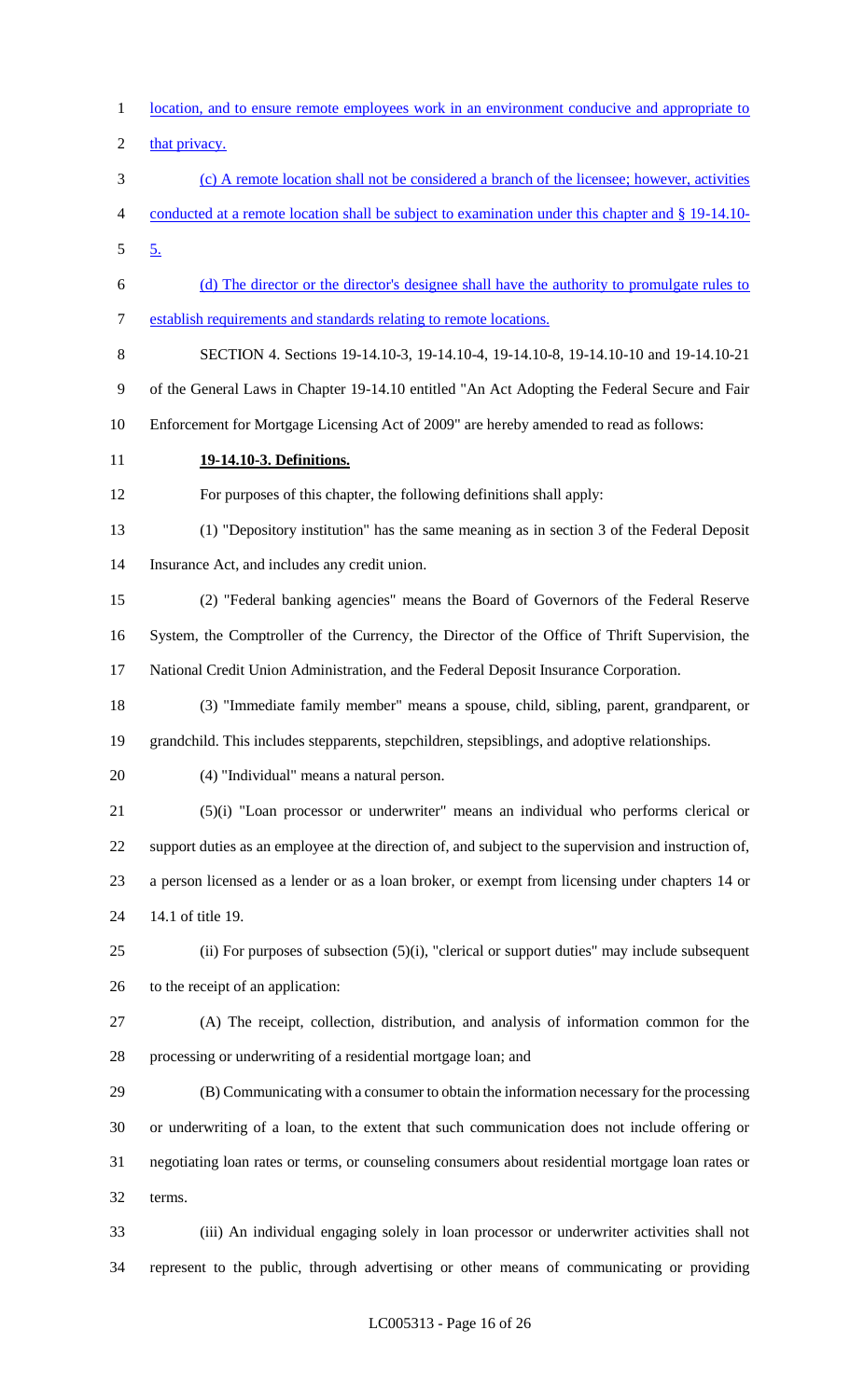location, and to ensure remote employees work in an environment conducive and appropriate to that privacy.

(c) A remote location shall not be considered a branch of the licensee; however, activities conducted at a remote location shall be subject to examination under this chapter and § 19-14.10-5.

(d) The director or the director's designee shall have the authority to promulgate rules to establish requirements and standards relating to remote locations.

SECTION 4. Sections 19-14.10-3, 19-14.10-4, 19-14.10-8, 19-14.10-10 and 19-14.10-21 of the General Laws in Chapter 19-14.10 entitled "An Act Adopting the Federal Secure and Fair Enforcement for Mortgage Licensing Act of 2009" are hereby amended to read as follows:

**19-14.10-3. Definitions.**

For purposes of this chapter, the following definitions shall apply:

(1) "Depository institution" has the same meaning as in section 3 of the Federal Deposit Insurance Act, and includes any credit union.

(2) "Federal banking agencies" means the Board of Governors of the Federal Reserve System, the Comptroller of the Currency, the Director of the Office of Thrift Supervision, the National Credit Union Administration, and the Federal Deposit Insurance Corporation.

(3) "Immediate family member" means a spouse, child, sibling, parent, grandparent, or grandchild. This includes stepparents, stepchildren, stepsiblings, and adoptive relationships.

(4) "Individual" means a natural person.

(5)(i) "Loan processor or underwriter" means an individual who performs clerical or support duties as an employee at the direction of, and subject to the supervision and instruction of, a person licensed as a lender or as a loan broker, or exempt from licensing under chapters 14 or 14.1 of title 19.

(ii) For purposes of subsection (5)(i), "clerical or support duties" may include subsequent to the receipt of an application:

(A) The receipt, collection, distribution, and analysis of information common for the processing or underwriting of a residential mortgage loan; and

(B) Communicating with a consumer to obtain the information necessary for the processing or underwriting of a loan, to the extent that such communication does not include offering or negotiating loan rates or terms, or counseling consumers about residential mortgage loan rates or terms.

(iii) An individual engaging solely in loan processor or underwriter activities shall not represent to the public, through advertising or other means of communicating or providing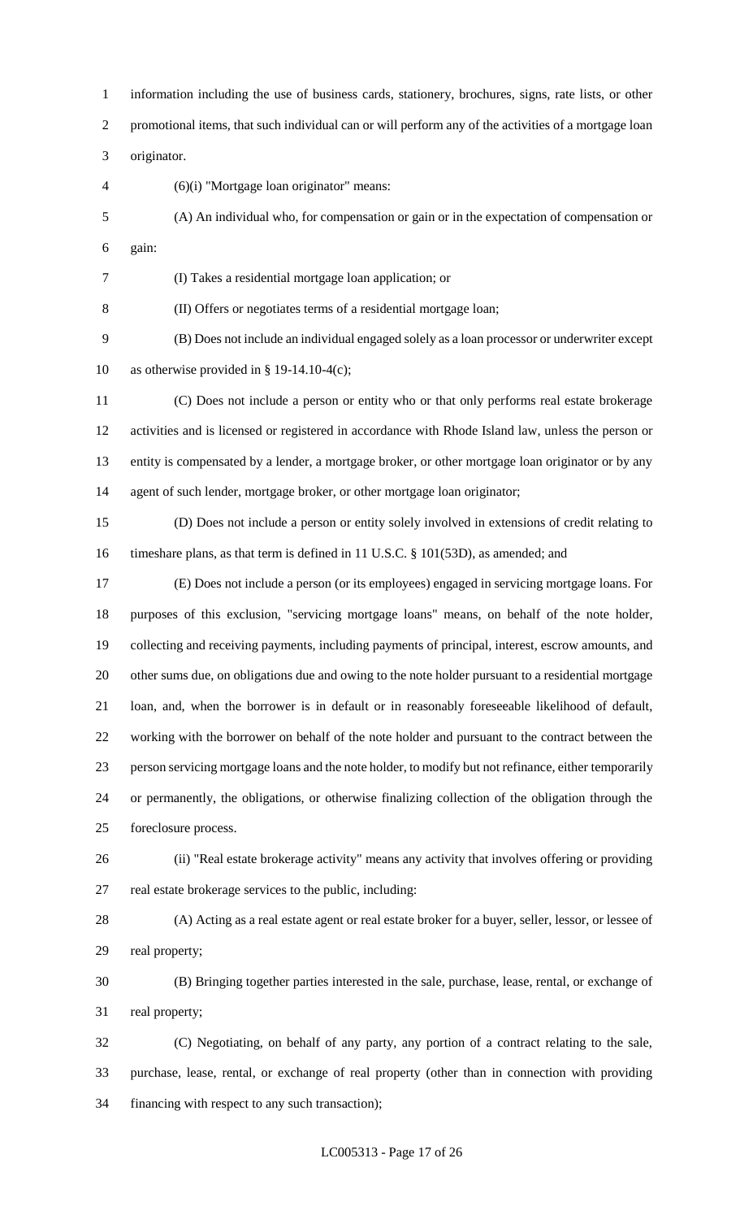information including the use of business cards, stationery, brochures, signs, rate lists, or other promotional items, that such individual can or will perform any of the activities of a mortgage loan originator.

(6)(i) "Mortgage loan originator" means:

(A) An individual who, for compensation or gain or in the expectation of compensation or gain:

(I) Takes a residential mortgage loan application; or

(II) Offers or negotiates terms of a residential mortgage loan;

(B) Does not include an individual engaged solely as a loan processor or underwriter except as otherwise provided in § 19-14.10-4(c);

(C) Does not include a person or entity who or that only performs real estate brokerage activities and is licensed or registered in accordance with Rhode Island law, unless the person or entity is compensated by a lender, a mortgage broker, or other mortgage loan originator or by any agent of such lender, mortgage broker, or other mortgage loan originator;

(D) Does not include a person or entity solely involved in extensions of credit relating to timeshare plans, as that term is defined in 11 U.S.C. § 101(53D), as amended; and

(E) Does not include a person (or its employees) engaged in servicing mortgage loans. For purposes of this exclusion, "servicing mortgage loans" means, on behalf of the note holder, collecting and receiving payments, including payments of principal, interest, escrow amounts, and other sums due, on obligations due and owing to the note holder pursuant to a residential mortgage loan, and, when the borrower is in default or in reasonably foreseeable likelihood of default, working with the borrower on behalf of the note holder and pursuant to the contract between the person servicing mortgage loans and the note holder, to modify but not refinance, either temporarily or permanently, the obligations, or otherwise finalizing collection of the obligation through the foreclosure process.

(ii) "Real estate brokerage activity" means any activity that involves offering or providing real estate brokerage services to the public, including:

(A) Acting as a real estate agent or real estate broker for a buyer, seller, lessor, or lessee of real property;

(B) Bringing together parties interested in the sale, purchase, lease, rental, or exchange of real property;

(C) Negotiating, on behalf of any party, any portion of a contract relating to the sale, purchase, lease, rental, or exchange of real property (other than in connection with providing financing with respect to any such transaction);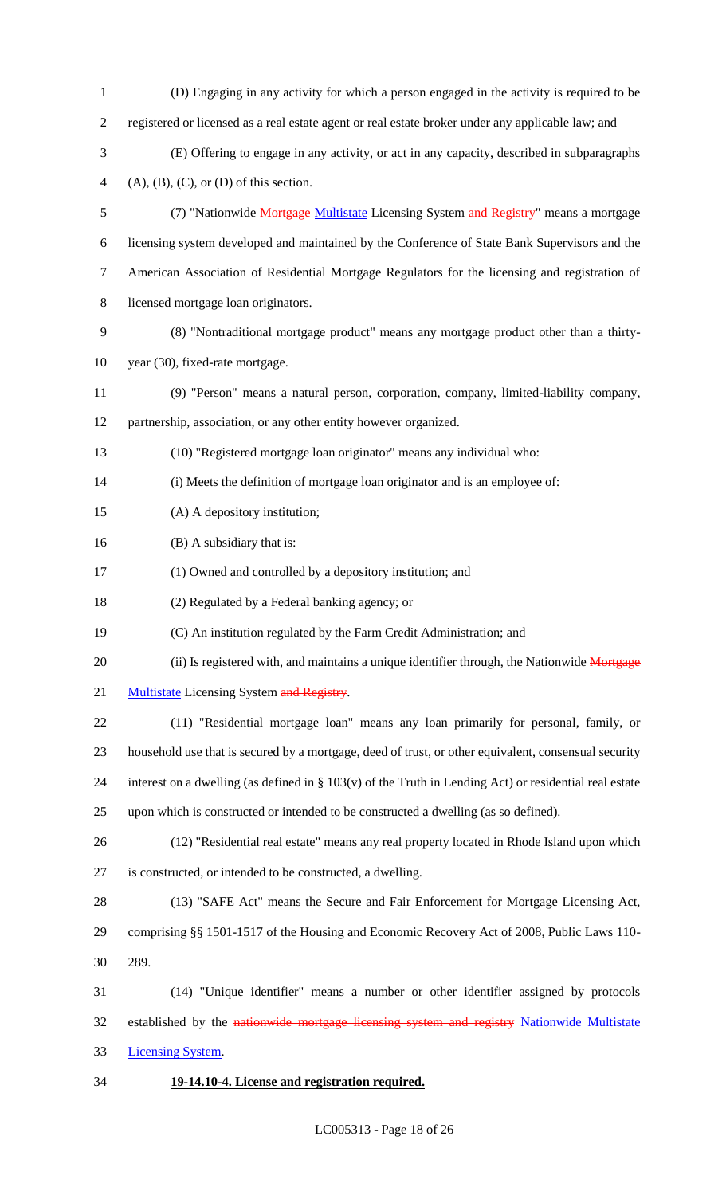(D) Engaging in any activity for which a person engaged in the activity is required to be registered or licensed as a real estate agent or real estate broker under any applicable law; and

(E) Offering to engage in any activity, or act in any capacity, described in subparagraphs (A), (B), (C), or (D) of this section.

(7) "Nationwide ~~Mortgage~~ Multistate Licensing System ~~and Registry~~" means a mortgage licensing system developed and maintained by the Conference of State Bank Supervisors and the American Association of Residential Mortgage Regulators for the licensing and registration of licensed mortgage loan originators.

(8) "Nontraditional mortgage product" means any mortgage product other than a thirty-year (30), fixed-rate mortgage.

(9) "Person" means a natural person, corporation, company, limited-liability company, partnership, association, or any other entity however organized.

(10) "Registered mortgage loan originator" means any individual who:

(i) Meets the definition of mortgage loan originator and is an employee of:

(A) A depository institution;

(B) A subsidiary that is:

(1) Owned and controlled by a depository institution; and

(2) Regulated by a Federal banking agency; or

(C) An institution regulated by the Farm Credit Administration; and

(ii) Is registered with, and maintains a unique identifier through, the Nationwide ~~Mortgage~~ Multistate Licensing System ~~and Registry~~.

(11) "Residential mortgage loan" means any loan primarily for personal, family, or household use that is secured by a mortgage, deed of trust, or other equivalent, consensual security interest on a dwelling (as defined in § 103(v) of the Truth in Lending Act) or residential real estate upon which is constructed or intended to be constructed a dwelling (as so defined).

(12) "Residential real estate" means any real property located in Rhode Island upon which is constructed, or intended to be constructed, a dwelling.

(13) "SAFE Act" means the Secure and Fair Enforcement for Mortgage Licensing Act, comprising §§ 1501-1517 of the Housing and Economic Recovery Act of 2008, Public Laws 110-289.

(14) "Unique identifier" means a number or other identifier assigned by protocols established by the ~~nationwide mortgage licensing system and registry~~ Nationwide Multistate Licensing System.

**19-14.10-4. License and registration required.**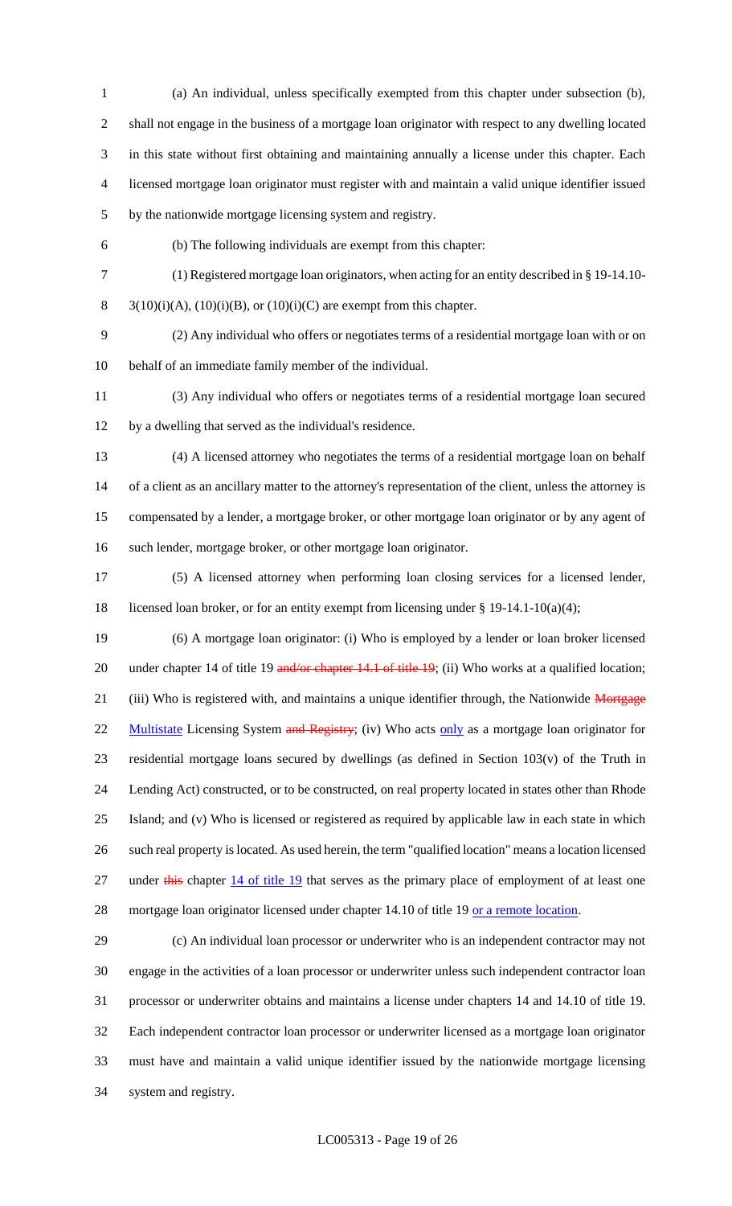(a) An individual, unless specifically exempted from this chapter under subsection (b), shall not engage in the business of a mortgage loan originator with respect to any dwelling located in this state without first obtaining and maintaining annually a license under this chapter. Each licensed mortgage loan originator must register with and maintain a valid unique identifier issued by the nationwide mortgage licensing system and registry.

(b) The following individuals are exempt from this chapter:

(1) Registered mortgage loan originators, when acting for an entity described in § 19-14.10-3(10)(i)(A), (10)(i)(B), or (10)(i)(C) are exempt from this chapter.

(2) Any individual who offers or negotiates terms of a residential mortgage loan with or on behalf of an immediate family member of the individual.

(3) Any individual who offers or negotiates terms of a residential mortgage loan secured by a dwelling that served as the individual's residence.

(4) A licensed attorney who negotiates the terms of a residential mortgage loan on behalf of a client as an ancillary matter to the attorney's representation of the client, unless the attorney is compensated by a lender, a mortgage broker, or other mortgage loan originator or by any agent of such lender, mortgage broker, or other mortgage loan originator.

(5) A licensed attorney when performing loan closing services for a licensed lender, licensed loan broker, or for an entity exempt from licensing under § 19-14.1-10(a)(4);

(6) A mortgage loan originator: (i) Who is employed by a lender or loan broker licensed under chapter 14 of title 19 ~~and/or chapter 14.1 of title 19~~; (ii) Who works at a qualified location; (iii) Who is registered with, and maintains a unique identifier through, the Nationwide ~~Mortgage~~ Multistate Licensing System ~~and Registry~~; (iv) Who acts only as a mortgage loan originator for residential mortgage loans secured by dwellings (as defined in Section 103(v) of the Truth in Lending Act) constructed, or to be constructed, on real property located in states other than Rhode Island; and (v) Who is licensed or registered as required by applicable law in each state in which such real property is located. As used herein, the term "qualified location" means a location licensed under ~~this~~ chapter 14 of title 19 that serves as the primary place of employment of at least one mortgage loan originator licensed under chapter 14.10 of title 19 or a remote location.

(c) An individual loan processor or underwriter who is an independent contractor may not engage in the activities of a loan processor or underwriter unless such independent contractor loan processor or underwriter obtains and maintains a license under chapters 14 and 14.10 of title 19. Each independent contractor loan processor or underwriter licensed as a mortgage loan originator must have and maintain a valid unique identifier issued by the nationwide mortgage licensing system and registry.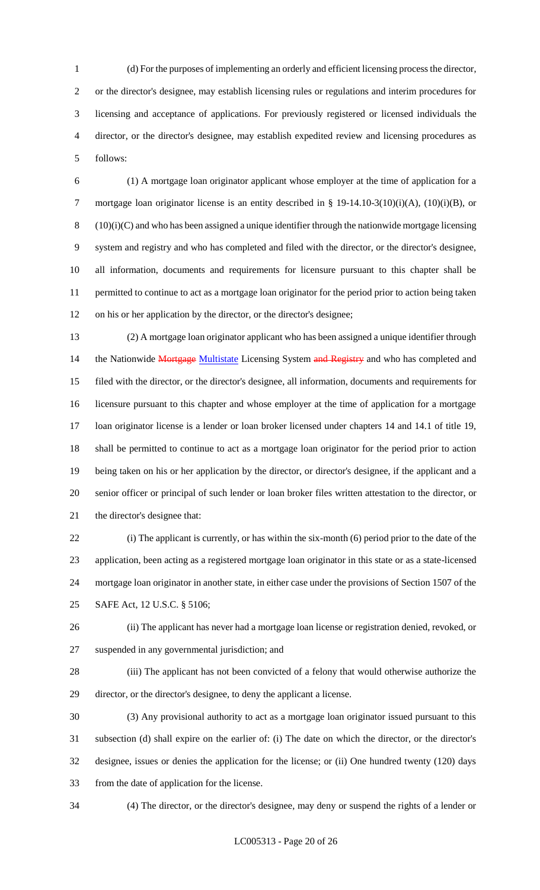(d) For the purposes of implementing an orderly and efficient licensing process the director, or the director's designee, may establish licensing rules or regulations and interim procedures for licensing and acceptance of applications. For previously registered or licensed individuals the director, or the director's designee, may establish expedited review and licensing procedures as follows:

(1) A mortgage loan originator applicant whose employer at the time of application for a mortgage loan originator license is an entity described in § 19-14.10-3(10)(i)(A), (10)(i)(B), or (10)(i)(C) and who has been assigned a unique identifier through the nationwide mortgage licensing system and registry and who has completed and filed with the director, or the director's designee, all information, documents and requirements for licensure pursuant to this chapter shall be permitted to continue to act as a mortgage loan originator for the period prior to action being taken on his or her application by the director, or the director's designee;

(2) A mortgage loan originator applicant who has been assigned a unique identifier through the Nationwide ~~Mortgage~~ Multistate Licensing System ~~and Registry~~ and who has completed and filed with the director, or the director's designee, all information, documents and requirements for licensure pursuant to this chapter and whose employer at the time of application for a mortgage loan originator license is a lender or loan broker licensed under chapters 14 and 14.1 of title 19, shall be permitted to continue to act as a mortgage loan originator for the period prior to action being taken on his or her application by the director, or director's designee, if the applicant and a senior officer or principal of such lender or loan broker files written attestation to the director, or the director's designee that:

(i) The applicant is currently, or has within the six-month (6) period prior to the date of the application, been acting as a registered mortgage loan originator in this state or as a state-licensed mortgage loan originator in another state, in either case under the provisions of Section 1507 of the SAFE Act, 12 U.S.C. § 5106;

(ii) The applicant has never had a mortgage loan license or registration denied, revoked, or suspended in any governmental jurisdiction; and

(iii) The applicant has not been convicted of a felony that would otherwise authorize the director, or the director's designee, to deny the applicant a license.

(3) Any provisional authority to act as a mortgage loan originator issued pursuant to this subsection (d) shall expire on the earlier of: (i) The date on which the director, or the director's designee, issues or denies the application for the license; or (ii) One hundred twenty (120) days from the date of application for the license.

(4) The director, or the director's designee, may deny or suspend the rights of a lender or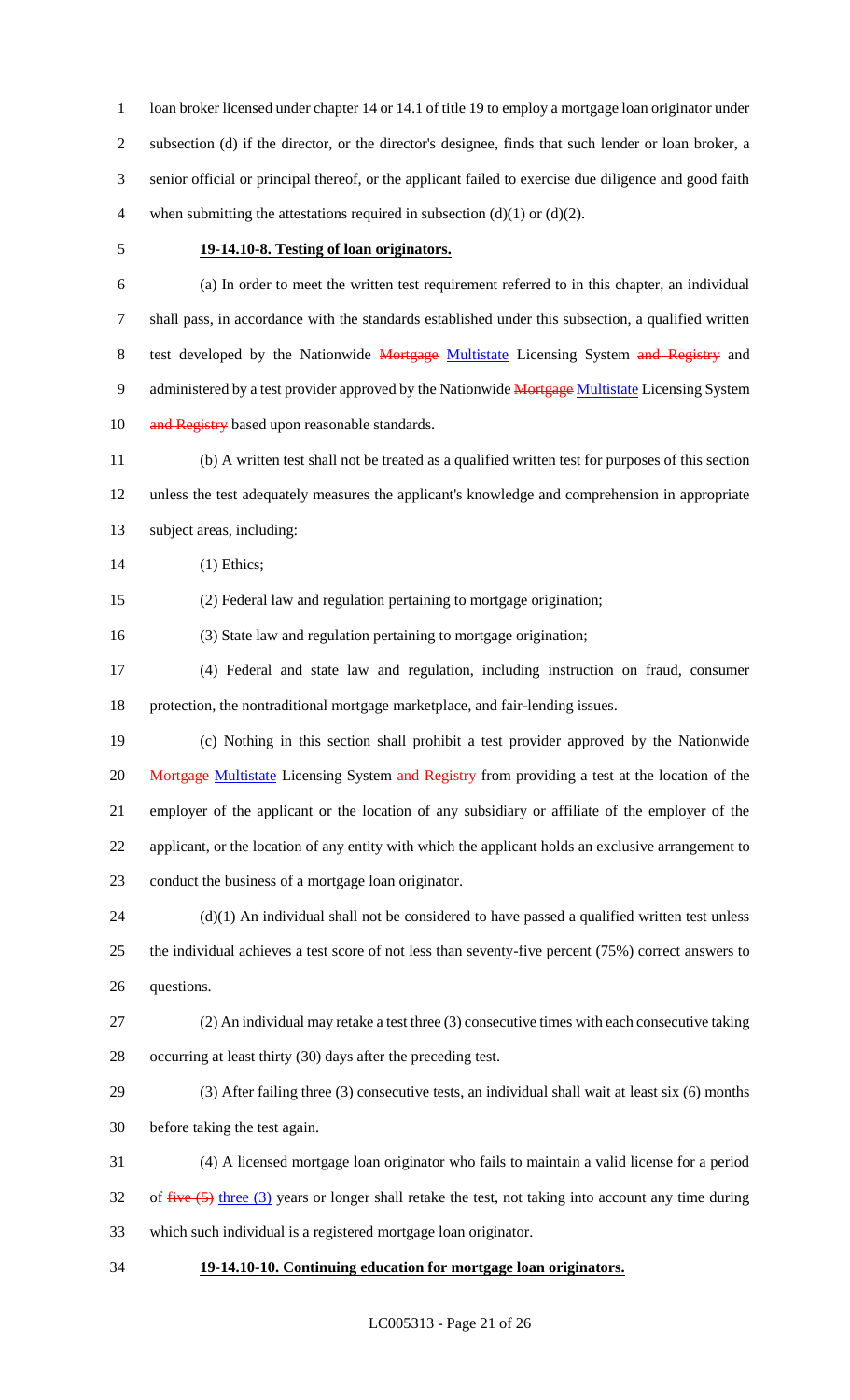loan broker licensed under chapter 14 or 14.1 of title 19 to employ a mortgage loan originator under subsection (d) if the director, or the director's designee, finds that such lender or loan broker, a senior official or principal thereof, or the applicant failed to exercise due diligence and good faith when submitting the attestations required in subsection (d)(1) or (d)(2).

**19-14.10-8. Testing of loan originators.**

(a) In order to meet the written test requirement referred to in this chapter, an individual shall pass, in accordance with the standards established under this subsection, a qualified written test developed by the Nationwide ~~Mortgage~~ Multistate Licensing System ~~and Registry~~ and administered by a test provider approved by the Nationwide ~~Mortgage~~ Multistate Licensing System ~~and Registry~~ based upon reasonable standards.

(b) A written test shall not be treated as a qualified written test for purposes of this section unless the test adequately measures the applicant's knowledge and comprehension in appropriate subject areas, including:

(1) Ethics;

(2) Federal law and regulation pertaining to mortgage origination;

(3) State law and regulation pertaining to mortgage origination;

(4) Federal and state law and regulation, including instruction on fraud, consumer protection, the nontraditional mortgage marketplace, and fair-lending issues.

(c) Nothing in this section shall prohibit a test provider approved by the Nationwide ~~Mortgage~~ Multistate Licensing System ~~and Registry~~ from providing a test at the location of the employer of the applicant or the location of any subsidiary or affiliate of the employer of the applicant, or the location of any entity with which the applicant holds an exclusive arrangement to conduct the business of a mortgage loan originator.

(d)(1) An individual shall not be considered to have passed a qualified written test unless the individual achieves a test score of not less than seventy-five percent (75%) correct answers to questions.

(2) An individual may retake a test three (3) consecutive times with each consecutive taking occurring at least thirty (30) days after the preceding test.

(3) After failing three (3) consecutive tests, an individual shall wait at least six (6) months before taking the test again.

(4) A licensed mortgage loan originator who fails to maintain a valid license for a period of ~~five (5)~~ three (3) years or longer shall retake the test, not taking into account any time during which such individual is a registered mortgage loan originator.

**19-14.10-10. Continuing education for mortgage loan originators.**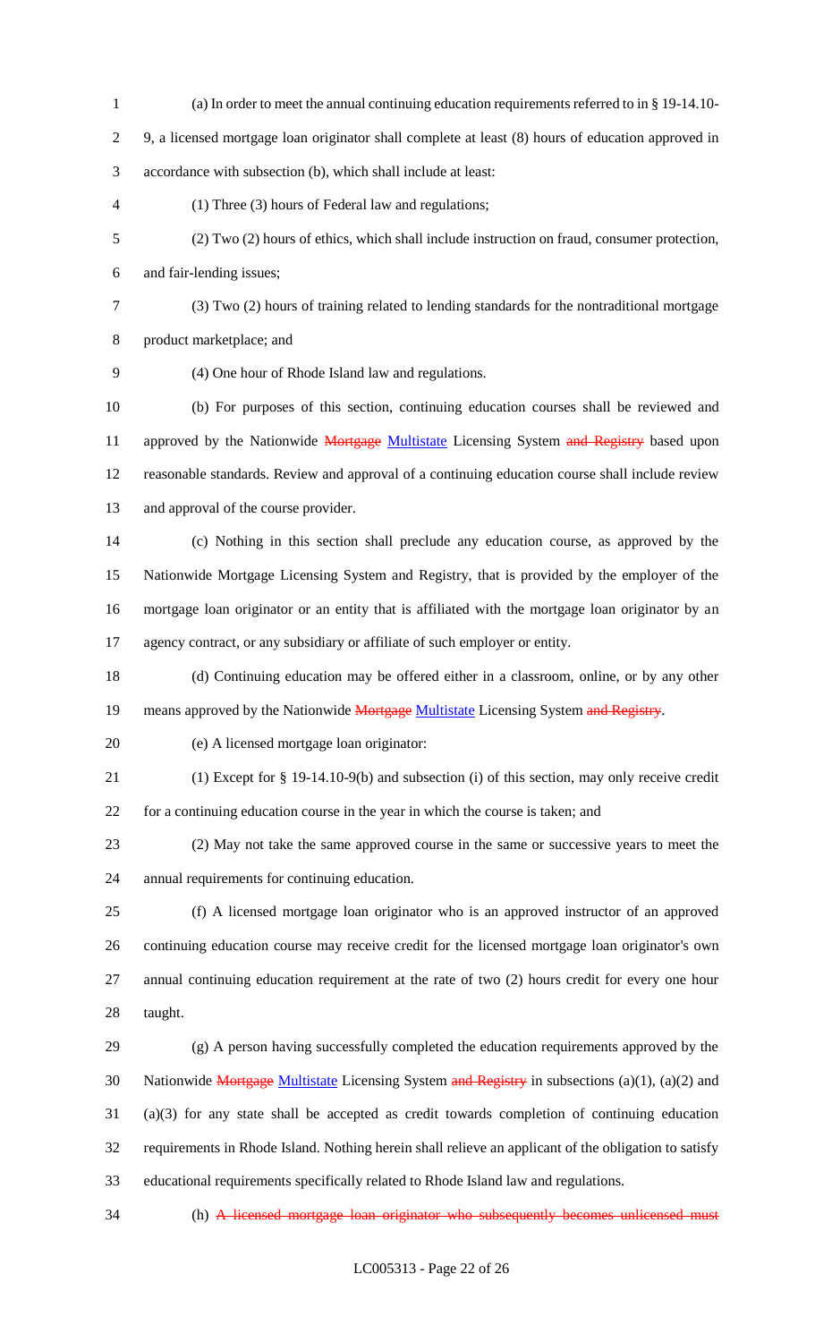(a) In order to meet the annual continuing education requirements referred to in § 19-14.10-9, a licensed mortgage loan originator shall complete at least (8) hours of education approved in accordance with subsection (b), which shall include at least:

(1) Three (3) hours of Federal law and regulations;

(2) Two (2) hours of ethics, which shall include instruction on fraud, consumer protection, and fair-lending issues;

(3) Two (2) hours of training related to lending standards for the nontraditional mortgage product marketplace; and

(4) One hour of Rhode Island law and regulations.

(b) For purposes of this section, continuing education courses shall be reviewed and approved by the Nationwide ~~Mortgage~~ Multistate Licensing System ~~and Registry~~ based upon reasonable standards. Review and approval of a continuing education course shall include review and approval of the course provider.

(c) Nothing in this section shall preclude any education course, as approved by the Nationwide Mortgage Licensing System and Registry, that is provided by the employer of the mortgage loan originator or an entity that is affiliated with the mortgage loan originator by an agency contract, or any subsidiary or affiliate of such employer or entity.

(d) Continuing education may be offered either in a classroom, online, or by any other means approved by the Nationwide ~~Mortgage~~ Multistate Licensing System ~~and Registry~~.

(e) A licensed mortgage loan originator:

(1) Except for § 19-14.10-9(b) and subsection (i) of this section, may only receive credit for a continuing education course in the year in which the course is taken; and

(2) May not take the same approved course in the same or successive years to meet the annual requirements for continuing education.

(f) A licensed mortgage loan originator who is an approved instructor of an approved continuing education course may receive credit for the licensed mortgage loan originator's own annual continuing education requirement at the rate of two (2) hours credit for every one hour taught.

(g) A person having successfully completed the education requirements approved by the Nationwide ~~Mortgage~~ Multistate Licensing System ~~and Registry~~ in subsections (a)(1), (a)(2) and (a)(3) for any state shall be accepted as credit towards completion of continuing education requirements in Rhode Island. Nothing herein shall relieve an applicant of the obligation to satisfy educational requirements specifically related to Rhode Island law and regulations.

(h) ~~A licensed mortgage loan originator who subsequently becomes unlicensed must~~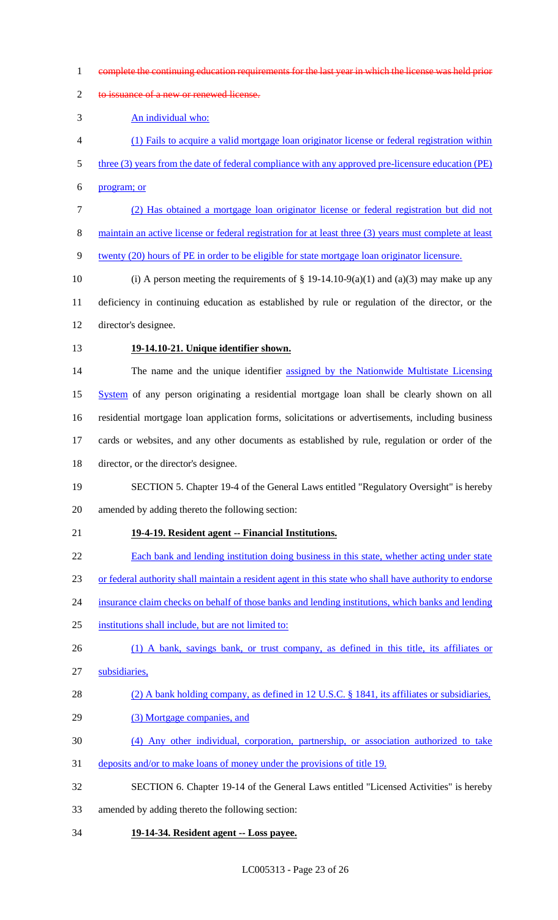complete the continuing education requirements for the last year in which the license was held prior to issuance of a new or renewed license.

An individual who:

(1) Fails to acquire a valid mortgage loan originator license or federal registration within three (3) years from the date of federal compliance with any approved pre-licensure education (PE) program; or

(2) Has obtained a mortgage loan originator license or federal registration but did not maintain an active license or federal registration for at least three (3) years must complete at least twenty (20) hours of PE in order to be eligible for state mortgage loan originator licensure.

(i) A person meeting the requirements of § 19-14.10-9(a)(1) and (a)(3) may make up any deficiency in continuing education as established by rule or regulation of the director, or the director's designee.

**19-14.10-21. Unique identifier shown.**

The name and the unique identifier assigned by the Nationwide Multistate Licensing System of any person originating a residential mortgage loan shall be clearly shown on all residential mortgage loan application forms, solicitations or advertisements, including business cards or websites, and any other documents as established by rule, regulation or order of the director, or the director's designee.

SECTION 5. Chapter 19-4 of the General Laws entitled "Regulatory Oversight" is hereby amended by adding thereto the following section:

**19-4-19. Resident agent -- Financial Institutions.**

Each bank and lending institution doing business in this state, whether acting under state or federal authority shall maintain a resident agent in this state who shall have authority to endorse insurance claim checks on behalf of those banks and lending institutions, which banks and lending institutions shall include, but are not limited to:

(1) A bank, savings bank, or trust company, as defined in this title, its affiliates or subsidiaries,

(2) A bank holding company, as defined in 12 U.S.C. § 1841, its affiliates or subsidiaries,

(3) Mortgage companies, and

(4) Any other individual, corporation, partnership, or association authorized to take deposits and/or to make loans of money under the provisions of title 19.

SECTION 6. Chapter 19-14 of the General Laws entitled "Licensed Activities" is hereby amended by adding thereto the following section:

**19-14-34. Resident agent -- Loss payee.**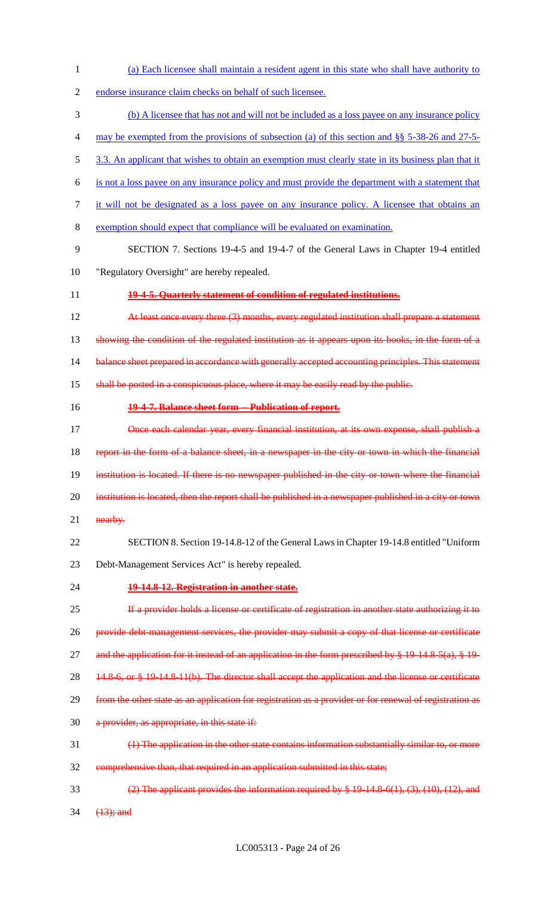(a) Each licensee shall maintain a resident agent in this state who shall have authority to endorse insurance claim checks on behalf of such licensee.

(b) A licensee that has not and will not be included as a loss payee on any insurance policy may be exempted from the provisions of subsection (a) of this section and §§ 5-38-26 and 27-5-3.3. An applicant that wishes to obtain an exemption must clearly state in its business plan that it is not a loss payee on any insurance policy and must provide the department with a statement that it will not be designated as a loss payee on any insurance policy. A licensee that obtains an exemption should expect that compliance will be evaluated on examination.

SECTION 7. Sections 19-4-5 and 19-4-7 of the General Laws in Chapter 19-4 entitled "Regulatory Oversight" are hereby repealed.

~~**19-4-5. Quarterly statement of condition of regulated institutions.**~~

~~At least once every three (3) months, every regulated institution shall prepare a statement showing the condition of the regulated institution as it appears upon its books, in the form of a balance sheet prepared in accordance with generally accepted accounting principles. This statement shall be posted in a conspicuous place, where it may be easily read by the public.~~

~~**19-4-7. Balance sheet form -- Publication of report.**~~

~~Once each calendar year, every financial institution, at its own expense, shall publish a report in the form of a balance sheet, in a newspaper in the city or town in which the financial institution is located. If there is no newspaper published in the city or town where the financial institution is located, then the report shall be published in a newspaper published in a city or town nearby.~~

SECTION 8. Section 19-14.8-12 of the General Laws in Chapter 19-14.8 entitled "Uniform Debt-Management Services Act" is hereby repealed.

~~**19-14.8-12. Registration in another state.**~~

~~If a provider holds a license or certificate of registration in another state authorizing it to provide debt-management services, the provider may submit a copy of that license or certificate and the application for it instead of an application in the form prescribed by § 19-14.8-5(a), § 19-14.8-6, or § 19-14.8-11(b). The director shall accept the application and the license or certificate from the other state as an application for registration as a provider or for renewal of registration as a provider, as appropriate, in this state if:~~

~~(1) The application in the other state contains information substantially similar to, or more comprehensive than, that required in an application submitted in this state;~~

~~(2) The applicant provides the information required by § 19-14.8-6(1), (3), (10), (12), and (13); and~~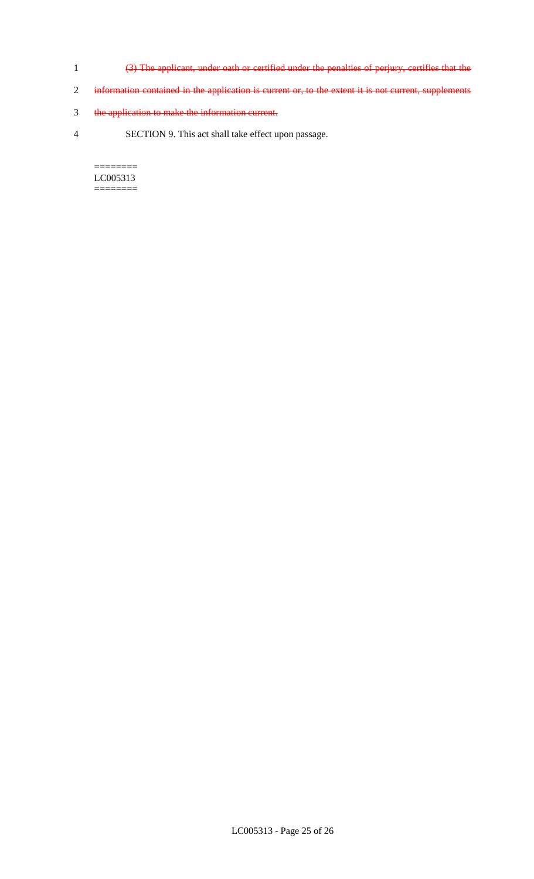~~(3) The applicant, under oath or certified under the penalties of perjury, certifies that the information contained in the application is current or, to the extent it is not current, supplements the application to make the information current.~~

SECTION 9. This act shall take effect upon passage.

========
LC005313
========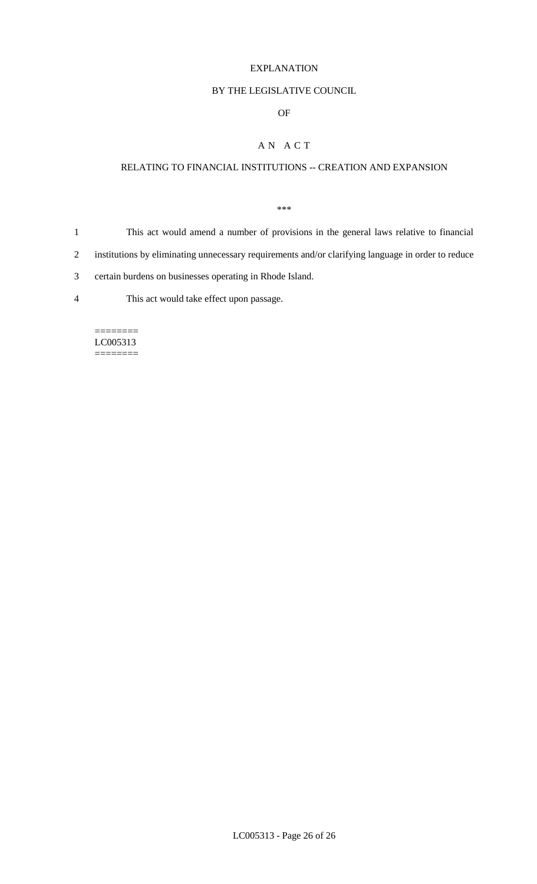EXPLANATION

BY THE LEGISLATIVE COUNCIL

OF

A N A C T

RELATING TO FINANCIAL INSTITUTIONS -- CREATION AND EXPANSION

\*\*\*

This act would amend a number of provisions in the general laws relative to financial institutions by eliminating unnecessary requirements and/or clarifying language in order to reduce certain burdens on businesses operating in Rhode Island.

This act would take effect upon passage.

========
LC005313
========